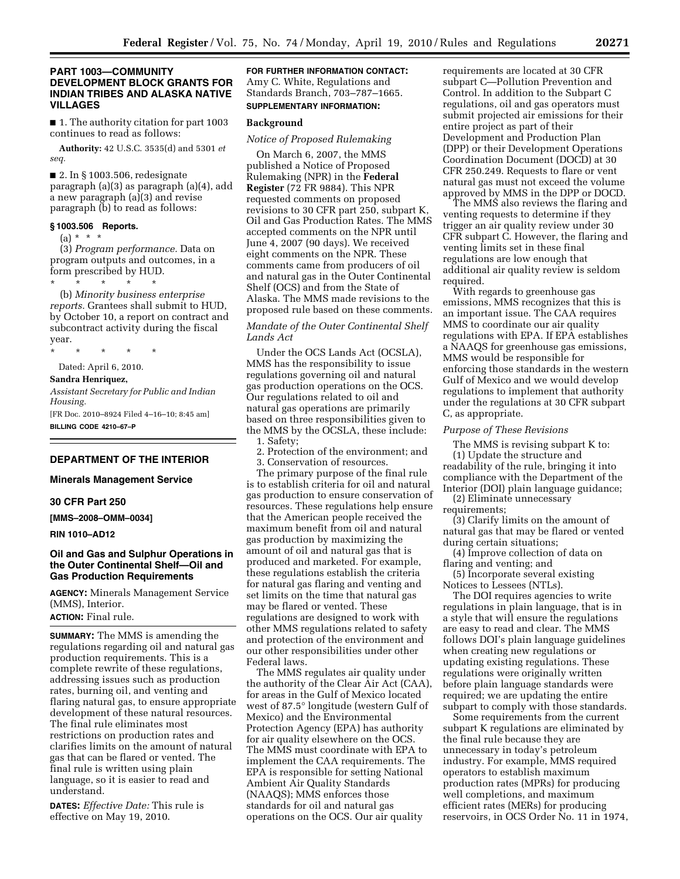## PART 1003—COMMUNITY DEVELOPMENT BLOCK GRANTS FOR INDIAN TRIBES AND ALASKA NATIVE VILLAGES

■ 1. The authority citation for part 1003 continues to read as follows:

**Authority:** 42 U.S.C. 3535(d) and 5301 *et seq.*

■ 2. In § 1003.506, redesignate paragraph (a)(3) as paragraph (a)(4), add a new paragraph (a)(3) and revise paragraph (b) to read as follows:

### § 1003.506 Reports.

(a) * * *

(3) *Program performance.* Data on program outputs and outcomes, in a form prescribed by HUD.

\* \* \* \* \*

(b) *Minority business enterprise reports.* Grantees shall submit to HUD, by October 10, a report on contract and subcontract activity during the fiscal year.

\* \* \* \* \*

Dated: April 6, 2010.

**Sandra Henriquez,**

*Assistant Secretary for Public and Indian Housing.*

[FR Doc. 2010–8924 Filed 4–16–10; 8:45 am]

**BILLING CODE 4210–67–P**

## DEPARTMENT OF THE INTERIOR

### Minerals Management Service

### 30 CFR Part 250

**[MMS–2008–OMM–0034]**

**RIN 1010–AD12**

### Oil and Gas and Sulphur Operations in the Outer Continental Shelf—Oil and Gas Production Requirements

**AGENCY:** Minerals Management Service (MMS), Interior.

**ACTION:** Final rule.

**SUMMARY:** The MMS is amending the regulations regarding oil and natural gas production requirements. This is a complete rewrite of these regulations, addressing issues such as production rates, burning oil, and venting and flaring natural gas, to ensure appropriate development of these natural resources. The final rule eliminates most restrictions on production rates and clarifies limits on the amount of natural gas that can be flared or vented. The final rule is written using plain language, so it is easier to read and understand.

**DATES:** *Effective Date:* This rule is effective on May 19, 2010.

**FOR FURTHER INFORMATION CONTACT:** Amy C. White, Regulations and Standards Branch, 703–787–1665.

**SUPPLEMENTARY INFORMATION:**

**Background**

*Notice of Proposed Rulemaking*

On March 6, 2007, the MMS published a Notice of Proposed Rulemaking (NPR) in the **Federal Register** (72 FR 9884). This NPR requested comments on proposed revisions to 30 CFR part 250, subpart K, Oil and Gas Production Rates. The MMS accepted comments on the NPR until June 4, 2007 (90 days). We received eight comments on the NPR. These comments came from producers of oil and natural gas in the Outer Continental Shelf (OCS) and from the State of Alaska. The MMS made revisions to the proposed rule based on these comments.

*Mandate of the Outer Continental Shelf Lands Act*

Under the OCS Lands Act (OCSLA), MMS has the responsibility to issue regulations governing oil and natural gas production operations on the OCS. Our regulations related to oil and natural gas operations are primarily based on three responsibilities given to the MMS by the OCSLA, these include:

1. Safety;
2. Protection of the environment; and
3. Conservation of resources.

The primary purpose of the final rule is to establish criteria for oil and natural gas production to ensure conservation of resources. These regulations help ensure that the American people received the maximum benefit from oil and natural gas production by maximizing the amount of oil and natural gas that is produced and marketed. For example, these regulations establish the criteria for natural gas flaring and venting and set limits on the time that natural gas may be flared or vented. These regulations are designed to work with other MMS regulations related to safety and protection of the environment and our other responsibilities under other Federal laws.

The MMS regulates air quality under the authority of the Clear Air Act (CAA), for areas in the Gulf of Mexico located west of 87.5° longitude (western Gulf of Mexico) and the Environmental Protection Agency (EPA) has authority for air quality elsewhere on the OCS. The MMS must coordinate with EPA to implement the CAA requirements. The EPA is responsible for setting National Ambient Air Quality Standards (NAAQS); MMS enforces those standards for oil and natural gas operations on the OCS. Our air quality requirements are located at 30 CFR subpart C—Pollution Prevention and Control. In addition to the Subpart C regulations, oil and gas operators must submit projected air emissions for their entire project as part of their Development and Production Plan (DPP) or their Development Operations Coordination Document (DOCD) at 30 CFR 250.249. Requests to flare or vent natural gas must not exceed the volume approved by MMS in the DPP or DOCD.

The MMS also reviews the flaring and venting requests to determine if they trigger an air quality review under 30 CFR subpart C. However, the flaring and venting limits set in these final regulations are low enough that additional air quality review is seldom required.

With regards to greenhouse gas emissions, MMS recognizes that this is an important issue. The CAA requires MMS to coordinate our air quality regulations with EPA. If EPA establishes a NAAQS for greenhouse gas emissions, MMS would be responsible for enforcing those standards in the western Gulf of Mexico and we would develop regulations to implement that authority under the regulations at 30 CFR subpart C, as appropriate.

*Purpose of These Revisions*

The MMS is revising subpart K to:

(1) Update the structure and readability of the rule, bringing it into compliance with the Department of the Interior (DOI) plain language guidance;

(2) Eliminate unnecessary requirements;

(3) Clarify limits on the amount of natural gas that may be flared or vented during certain situations;

(4) Improve collection of data on flaring and venting; and

(5) Incorporate several existing Notices to Lessees (NTLs).

The DOI requires agencies to write regulations in plain language, that is in a style that will ensure the regulations are easy to read and clear. The MMS follows DOI's plain language guidelines when creating new regulations or updating existing regulations. These regulations were originally written before plain language standards were required; we are updating the entire subpart to comply with those standards.

Some requirements from the current subpart K regulations are eliminated by the final rule because they are unnecessary in today's petroleum industry. For example, MMS required operators to establish maximum production rates (MPRs) for producing well completions, and maximum efficient rates (MERs) for producing reservoirs, in OCS Order No. 11 in 1974,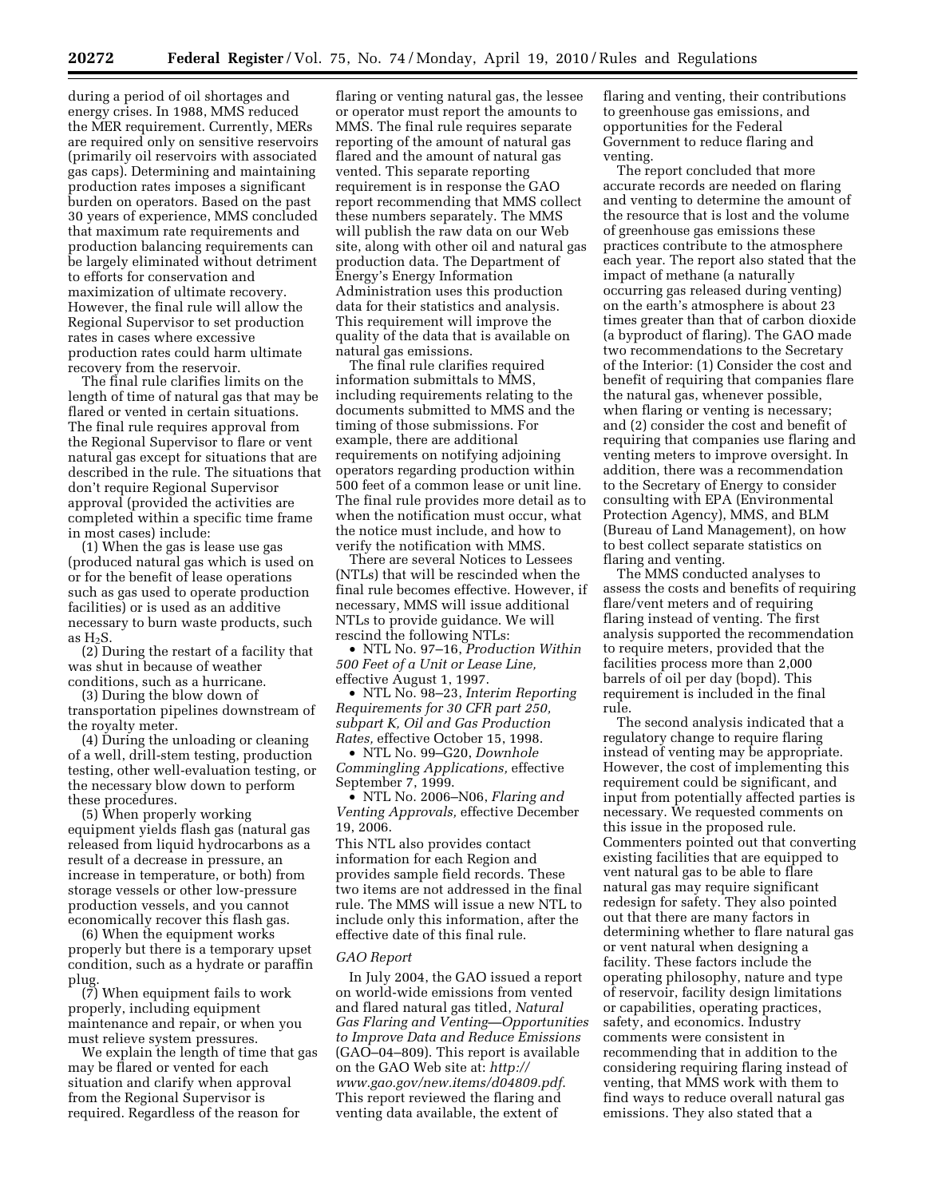during a period of oil shortages and energy crises. In 1988, MMS reduced the MER requirement. Currently, MERs are required only on sensitive reservoirs (primarily oil reservoirs with associated gas caps). Determining and maintaining production rates imposes a significant burden on operators. Based on the past 30 years of experience, MMS concluded that maximum rate requirements and production balancing requirements can be largely eliminated without detriment to efforts for conservation and maximization of ultimate recovery. However, the final rule will allow the Regional Supervisor to set production rates in cases where excessive production rates could harm ultimate recovery from the reservoir.

The final rule clarifies limits on the length of time of natural gas that may be flared or vented in certain situations. The final rule requires approval from the Regional Supervisor to flare or vent natural gas except for situations that are described in the rule. The situations that don't require Regional Supervisor approval (provided the activities are completed within a specific time frame in most cases) include:

(1) When the gas is lease use gas (produced natural gas which is used on or for the benefit of lease operations such as gas used to operate production facilities) or is used as an additive necessary to burn waste products, such as $H_2S$.

(2) During the restart of a facility that was shut in because of weather conditions, such as a hurricane.

(3) During the blow down of transportation pipelines downstream of the royalty meter.

(4) During the unloading or cleaning of a well, drill-stem testing, production testing, other well-evaluation testing, or the necessary blow down to perform these procedures.

(5) When properly working equipment yields flash gas (natural gas released from liquid hydrocarbons as a result of a decrease in pressure, an increase in temperature, or both) from storage vessels or other low-pressure production vessels, and you cannot economically recover this flash gas.

(6) When the equipment works properly but there is a temporary upset condition, such as a hydrate or paraffin plug.

(7) When equipment fails to work properly, including equipment maintenance and repair, or when you must relieve system pressures.

We explain the length of time that gas may be flared or vented for each situation and clarify when approval from the Regional Supervisor is required. Regardless of the reason for flaring or venting natural gas, the lessee or operator must report the amounts to MMS. The final rule requires separate reporting of the amount of natural gas flared and the amount of natural gas vented. This separate reporting requirement is in response the GAO report recommending that MMS collect these numbers separately. The MMS will publish the raw data on our Web site, along with other oil and natural gas production data. The Department of Energy's Energy Information Administration uses this production data for their statistics and analysis. This requirement will improve the quality of the data that is available on natural gas emissions.

The final rule clarifies required information submittals to MMS, including requirements relating to the documents submitted to MMS and the timing of those submissions. For example, there are additional requirements on notifying adjoining operators regarding production within 500 feet of a common lease or unit line. The final rule provides more detail as to when the notification must occur, what the notice must include, and how to verify the notification with MMS.

There are several Notices to Lessees (NTLs) that will be rescinded when the final rule becomes effective. However, if necessary, MMS will issue additional NTLs to provide guidance. We will rescind the following NTLs:

- NTL No. 97–16, *Production Within 500 Feet of a Unit or Lease Line,* effective August 1, 1997.
- NTL No. 98–23, *Interim Reporting Requirements for 30 CFR part 250, subpart K, Oil and Gas Production Rates,* effective October 15, 1998.
- NTL No. 99–G20, *Downhole Commingling Applications,* effective September 7, 1999.
- NTL No. 2006–N06, *Flaring and Venting Approvals,* effective December 19, 2006.

This NTL also provides contact information for each Region and provides sample field records. These two items are not addressed in the final rule. The MMS will issue a new NTL to include only this information, after the effective date of this final rule.

### *GAO Report*

In July 2004, the GAO issued a report on world-wide emissions from vented and flared natural gas titled, *Natural Gas Flaring and Venting—Opportunities to Improve Data and Reduce Emissions* (GAO–04–809). This report is available on the GAO Web site at: *http://www.gao.gov/new.items/d04809.pdf*. This report reviewed the flaring and venting data available, the extent of flaring and venting, their contributions to greenhouse gas emissions, and opportunities for the Federal Government to reduce flaring and venting.

The report concluded that more accurate records are needed on flaring and venting to determine the amount of the resource that is lost and the volume of greenhouse gas emissions these practices contribute to the atmosphere each year. The report also stated that the impact of methane (a naturally occurring gas released during venting) on the earth's atmosphere is about 23 times greater than that of carbon dioxide (a byproduct of flaring). The GAO made two recommendations to the Secretary of the Interior: (1) Consider the cost and benefit of requiring that companies flare the natural gas, whenever possible, when flaring or venting is necessary; and (2) consider the cost and benefit of requiring that companies use flaring and venting meters to improve oversight. In addition, there was a recommendation to the Secretary of Energy to consider consulting with EPA (Environmental Protection Agency), MMS, and BLM (Bureau of Land Management), on how to best collect separate statistics on flaring and venting.

The MMS conducted analyses to assess the costs and benefits of requiring flare/vent meters and of requiring flaring instead of venting. The first analysis supported the recommendation to require meters, provided that the facilities process more than 2,000 barrels of oil per day (bopd). This requirement is included in the final rule.

The second analysis indicated that a regulatory change to require flaring instead of venting may be appropriate. However, the cost of implementing this requirement could be significant, and input from potentially affected parties is necessary. We requested comments on this issue in the proposed rule. Commenters pointed out that converting existing facilities that are equipped to vent natural gas to be able to flare natural gas may require significant redesign for safety. They also pointed out that there are many factors in determining whether to flare natural gas or vent natural when designing a facility. These factors include the operating philosophy, nature and type of reservoir, facility design limitations or capabilities, operating practices, safety, and economics. Industry comments were consistent in recommending that in addition to the considering requiring flaring instead of venting, that MMS work with them to find ways to reduce overall natural gas emissions. They also stated that a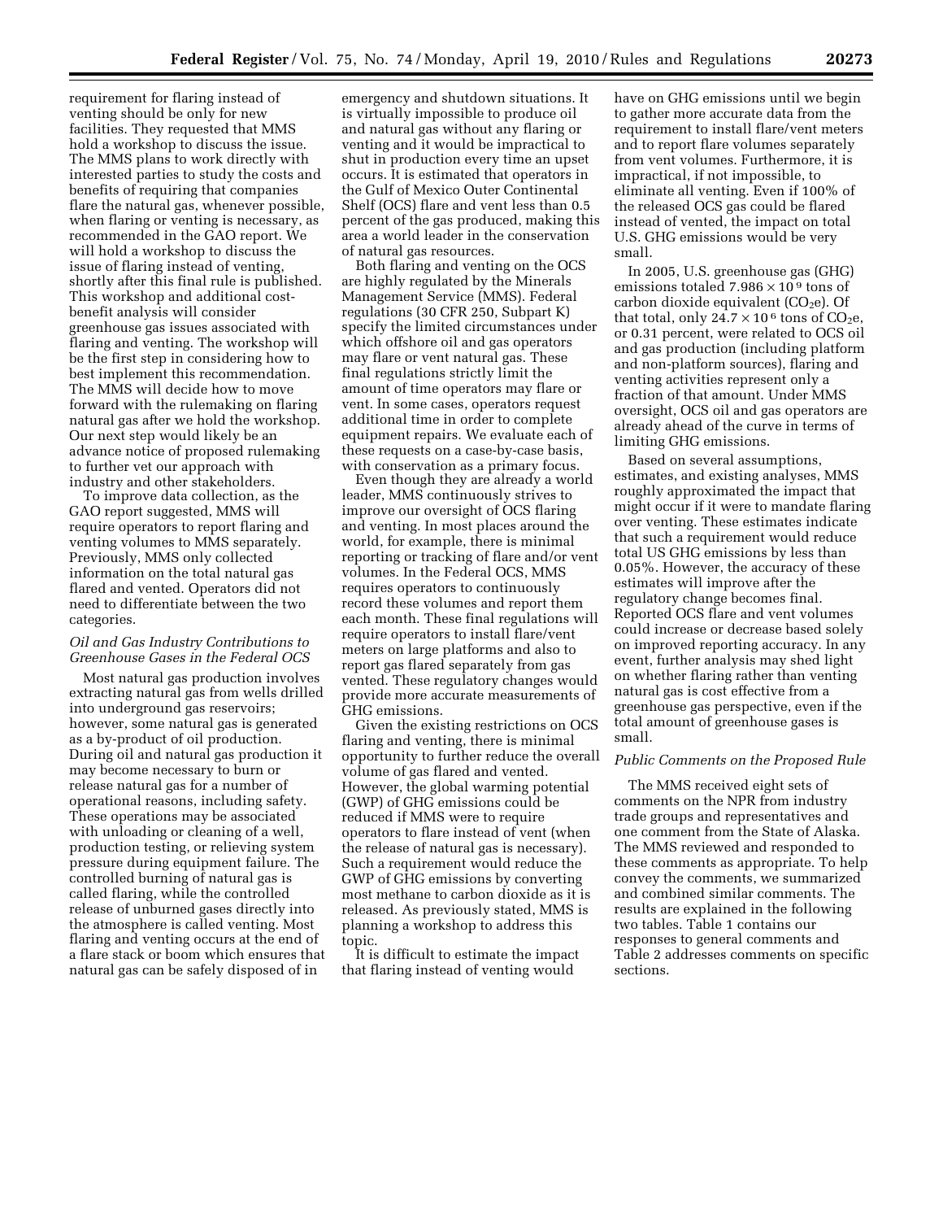requirement for flaring instead of venting should be only for new facilities. They requested that MMS hold a workshop to discuss the issue. The MMS plans to work directly with interested parties to study the costs and benefits of requiring that companies flare the natural gas, whenever possible, when flaring or venting is necessary, as recommended in the GAO report. We will hold a workshop to discuss the issue of flaring instead of venting, shortly after this final rule is published. This workshop and additional cost-benefit analysis will consider greenhouse gas issues associated with flaring and venting. The workshop will be the first step in considering how to best implement this recommendation. The MMS will decide how to move forward with the rulemaking on flaring natural gas after we hold the workshop. Our next step would likely be an advance notice of proposed rulemaking to further vet our approach with industry and other stakeholders.

To improve data collection, as the GAO report suggested, MMS will require operators to report flaring and venting volumes to MMS separately. Previously, MMS only collected information on the total natural gas flared and vented. Operators did not need to differentiate between the two categories.

*Oil and Gas Industry Contributions to Greenhouse Gases in the Federal OCS*

Most natural gas production involves extracting natural gas from wells drilled into underground gas reservoirs; however, some natural gas is generated as a by-product of oil production. During oil and natural gas production it may become necessary to burn or release natural gas for a number of operational reasons, including safety. These operations may be associated with unloading or cleaning of a well, production testing, or relieving system pressure during equipment failure. The controlled burning of natural gas is called flaring, while the controlled release of unburned gases directly into the atmosphere is called venting. Most flaring and venting occurs at the end of a flare stack or boom which ensures that natural gas can be safely disposed of in emergency and shutdown situations. It is virtually impossible to produce oil and natural gas without any flaring or venting and it would be impractical to shut in production every time an upset occurs. It is estimated that operators in the Gulf of Mexico Outer Continental Shelf (OCS) flare and vent less than 0.5 percent of the gas produced, making this area a world leader in the conservation of natural gas resources.

Both flaring and venting on the OCS are highly regulated by the Minerals Management Service (MMS). Federal regulations (30 CFR 250, Subpart K) specify the limited circumstances under which offshore oil and gas operators may flare or vent natural gas. These final regulations strictly limit the amount of time operators may flare or vent. In some cases, operators request additional time in order to complete equipment repairs. We evaluate each of these requests on a case-by-case basis, with conservation as a primary focus.

Even though they are already a world leader, MMS continuously strives to improve our oversight of OCS flaring and venting. In most places around the world, for example, there is minimal reporting or tracking of flare and/or vent volumes. In the Federal OCS, MMS requires operators to continuously record these volumes and report them each month. These final regulations will require operators to install flare/vent meters on large platforms and also to report gas flared separately from gas vented. These regulatory changes would provide more accurate measurements of GHG emissions.

Given the existing restrictions on OCS flaring and venting, there is minimal opportunity to further reduce the overall volume of gas flared and vented. However, the global warming potential (GWP) of GHG emissions could be reduced if MMS were to require operators to flare instead of vent (when the release of natural gas is necessary). Such a requirement would reduce the GWP of GHG emissions by converting most methane to carbon dioxide as it is released. As previously stated, MMS is planning a workshop to address this topic.

It is difficult to estimate the impact that flaring instead of venting would have on GHG emissions until we begin to gather more accurate data from the requirement to install flare/vent meters and to report flare volumes separately from vent volumes. Furthermore, it is impractical, if not impossible, to eliminate all venting. Even if 100% of the released OCS gas could be flared instead of vented, the impact on total U.S. GHG emissions would be very small.

In 2005, U.S. greenhouse gas (GHG) emissions totaled $7.986 \times 10^9$ tons of carbon dioxide equivalent ($CO_2e$). Of that total, only $24.7 \times 10^6$ tons of $CO_2e$, or 0.31 percent, were related to OCS oil and gas production (including platform and non-platform sources), flaring and venting activities represent only a fraction of that amount. Under MMS oversight, OCS oil and gas operators are already ahead of the curve in terms of limiting GHG emissions.

Based on several assumptions, estimates, and existing analyses, MMS roughly approximated the impact that might occur if it were to mandate flaring over venting. These estimates indicate that such a requirement would reduce total US GHG emissions by less than 0.05%. However, the accuracy of these estimates will improve after the regulatory change becomes final. Reported OCS flare and vent volumes could increase or decrease based solely on improved reporting accuracy. In any event, further analysis may shed light on whether flaring rather than venting natural gas is cost effective from a greenhouse gas perspective, even if the total amount of greenhouse gases is small.

*Public Comments on the Proposed Rule*

The MMS received eight sets of comments on the NPR from industry trade groups and representatives and one comment from the State of Alaska. The MMS reviewed and responded to these comments as appropriate. To help convey the comments, we summarized and combined similar comments. The results are explained in the following two tables. Table 1 contains our responses to general comments and Table 2 addresses comments on specific sections.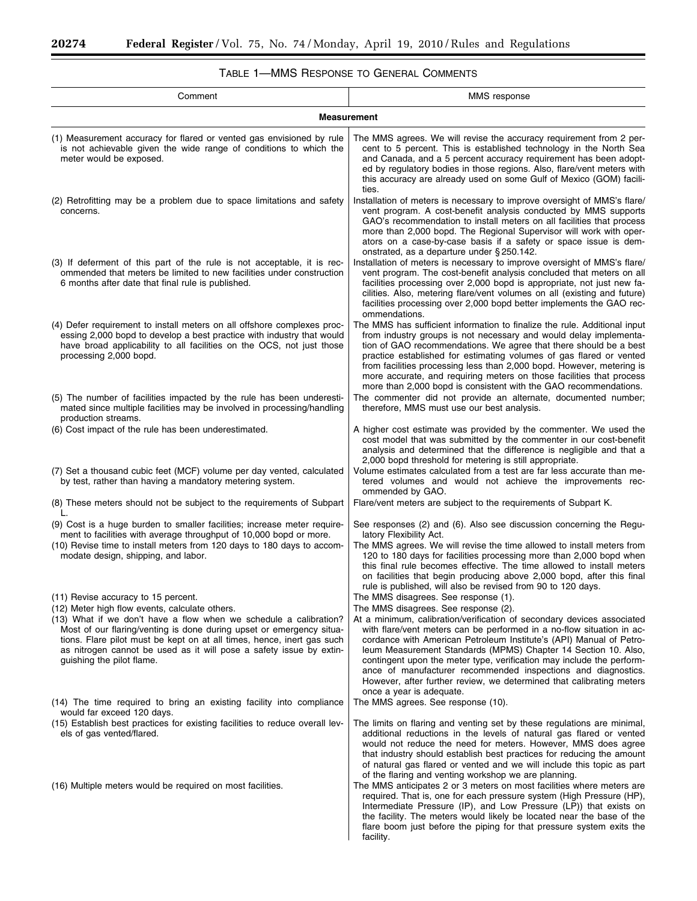### TABLE 1—MMS RESPONSE TO GENERAL COMMENTS

| Comment | MMS response |
|---|---|
| **Measurement** | |
| (1) Measurement accuracy for flared or vented gas envisioned by rule is not achievable given the wide range of conditions to which the meter would be exposed. | The MMS agrees. We will revise the accuracy requirement from 2 percent to 5 percent. This is established technology in the North Sea and Canada, and a 5 percent accuracy requirement has been adopted by regulatory bodies in those regions. Also, flare/vent meters with this accuracy are already used on some Gulf of Mexico (GOM) facilities. |
| (2) Retrofitting may be a problem due to space limitations and safety concerns. | Installation of meters is necessary to improve oversight of MMS's flare/vent program. A cost-benefit analysis conducted by MMS supports GAO's recommendation to install meters on all facilities that process more than 2,000 bopd. The Regional Supervisor will work with operators on a case-by-case basis if a safety or space issue is demonstrated, as a departure under § 250.142. |
| (3) If deferment of this part of the rule is not acceptable, it is recommended that meters be limited to new facilities under construction 6 months after date that final rule is published. | Installation of meters is necessary to improve oversight of MMS's flare/vent program. The cost-benefit analysis concluded that meters on all facilities processing over 2,000 bopd is appropriate, not just new facilities. Also, metering flare/vent volumes on all (existing and future) facilities processing over 2,000 bopd better implements the GAO recommendations. |
| (4) Defer requirement to install meters on all offshore complexes processing 2,000 bopd to develop a best practice with industry that would have broad applicability to all facilities on the OCS, not just those processing 2,000 bopd. | The MMS has sufficient information to finalize the rule. Additional input from industry groups is not necessary and would delay implementation of GAO recommendations. We agree that there should be a best practice established for estimating volumes of gas flared or vented from facilities processing less than 2,000 bopd. However, metering is more accurate, and requiring meters on those facilities that process more than 2,000 bopd is consistent with the GAO recommendations. |
| (5) The number of facilities impacted by the rule has been underestimated since multiple facilities may be involved in processing/handling production streams. | The commenter did not provide an alternate, documented number; therefore, MMS must use our best analysis. |
| (6) Cost impact of the rule has been underestimated. | A higher cost estimate was provided by the commenter. We used the cost model that was submitted by the commenter in our cost-benefit analysis and determined that the difference is negligible and that a 2,000 bopd threshold for metering is still appropriate. |
| (7) Set a thousand cubic feet (MCF) volume per day vented, calculated by test, rather than having a mandatory metering system. | Volume estimates calculated from a test are far less accurate than metered volumes and would not achieve the improvements recommended by GAO. |
| (8) These meters should not be subject to the requirements of Subpart L. | Flare/vent meters are subject to the requirements of Subpart K. |
| (9) Cost is a huge burden to smaller facilities; increase meter requirement to facilities with average throughput of 10,000 bopd or more. | See responses (2) and (6). Also see discussion concerning the Regulatory Flexibility Act. |
| (10) Revise time to install meters from 120 days to 180 days to accommodate design, shipping, and labor. | The MMS agrees. We will revise the time allowed to install meters from 120 to 180 days for facilities processing more than 2,000 bopd when this final rule becomes effective. The time allowed to install meters on facilities that begin producing above 2,000 bopd, after this final rule is published, will also be revised from 90 to 120 days. |
| (11) Revise accuracy to 15 percent. | The MMS disagrees. See response (1). |
| (12) Meter high flow events, calculate others. | The MMS disagrees. See response (2). |
| (13) What if we don't have a flow when we schedule a calibration? Most of our flaring/venting is done during upset or emergency situations. Flare pilot must be kept on at all times, hence, inert gas such as nitrogen cannot be used as it will pose a safety issue by extinguishing the pilot flame. | At a minimum, calibration/verification of secondary devices associated with flare/vent meters can be performed in a no-flow situation in accordance with American Petroleum Institute's (API) Manual of Petroleum Measurement Standards (MPMS) Chapter 14 Section 10. Also, contingent upon the meter type, verification may include the performance of manufacturer recommended inspections and diagnostics. However, after further review, we determined that calibrating meters once a year is adequate. |
| (14) The time required to bring an existing facility into compliance would far exceed 120 days. | The MMS agrees. See response (10). |
| (15) Establish best practices for existing facilities to reduce overall levels of gas vented/flared. | The limits on flaring and venting set by these regulations are minimal, additional reductions in the levels of natural gas flared or vented would not reduce the need for meters. However, MMS does agree that industry should establish best practices for reducing the amount of natural gas flared or vented and we will include this topic as part of the flaring and venting workshop we are planning. |
| (16) Multiple meters would be required on most facilities. | The MMS anticipates 2 or 3 meters on most facilities where meters are required. That is, one for each pressure system (High Pressure (HP), Intermediate Pressure (IP), and Low Pressure (LP)) that exists on the facility. The meters would likely be located near the base of the flare boom just before the piping for that pressure system exits the facility. |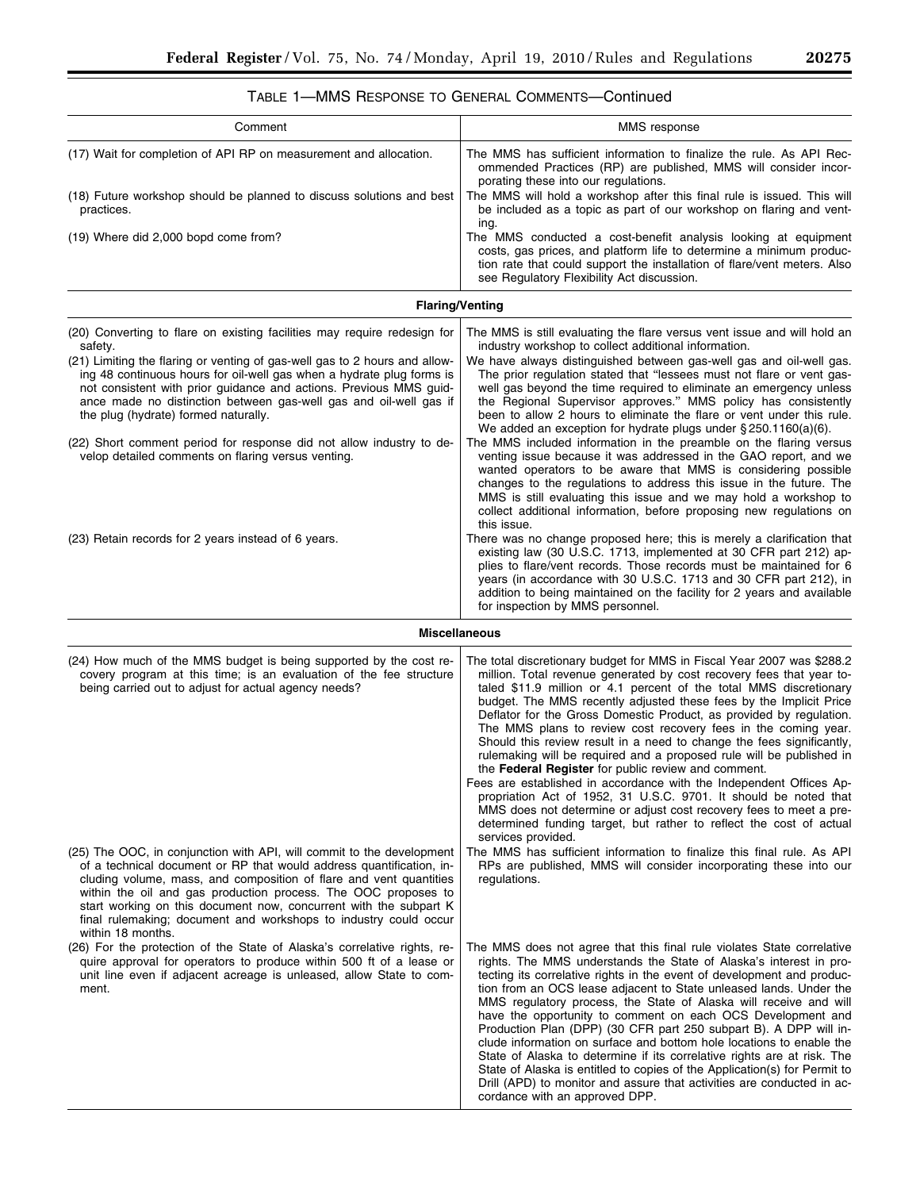### TABLE 1—MMS RESPONSE TO GENERAL COMMENTS—Continued

| Comment | MMS response |
|---|---|
| (17) Wait for completion of API RP on measurement and allocation. | The MMS has sufficient information to finalize the rule. As API Recommended Practices (RP) are published, MMS will consider incorporating these into our regulations. |
| (18) Future workshop should be planned to discuss solutions and best practices. | The MMS will hold a workshop after this final rule is issued. This will be included as a topic as part of our workshop on flaring and venting. |
| (19) Where did 2,000 bopd come from? | The MMS conducted a cost-benefit analysis looking at equipment costs, gas prices, and platform life to determine a minimum production rate that could support the installation of flare/vent meters. Also see Regulatory Flexibility Act discussion. |
| **Flaring/Venting** | |
| (20) Converting to flare on existing facilities may require redesign for safety. | The MMS is still evaluating the flare versus vent issue and will hold an industry workshop to collect additional information. |
| (21) Limiting the flaring or venting of gas-well gas to 2 hours and allowing 48 continuous hours for oil-well gas when a hydrate plug forms is not consistent with prior guidance and actions. Previous MMS guidance made no distinction between gas-well gas and oil-well gas if the plug (hydrate) formed naturally. | We have always distinguished between gas-well gas and oil-well gas. The prior regulation stated that "lessees must not flare or vent gas-well gas beyond the time required to eliminate an emergency unless the Regional Supervisor approves." MMS policy has consistently been to allow 2 hours to eliminate the flare or vent under this rule. We added an exception for hydrate plugs under § 250.1160(a)(6). |
| (22) Short comment period for response did not allow industry to develop detailed comments on flaring versus venting. | The MMS included information in the preamble on the flaring versus venting issue because it was addressed in the GAO report, and we wanted operators to be aware that MMS is considering possible changes to the regulations to address this issue in the future. The MMS is still evaluating this issue and we may hold a workshop to collect additional information, before proposing new regulations on this issue. |
| (23) Retain records for 2 years instead of 6 years. | There was no change proposed here; this is merely a clarification that existing law (30 U.S.C. 1713, implemented at 30 CFR part 212) applies to flare/vent records. Those records must be maintained for 6 years (in accordance with 30 U.S.C. 1713 and 30 CFR part 212), in addition to being maintained on the facility for 2 years and available for inspection by MMS personnel. |
| **Miscellaneous** | |
| (24) How much of the MMS budget is being supported by the cost recovery program at this time; is an evaluation of the fee structure being carried out to adjust for actual agency needs? | The total discretionary budget for MMS in Fiscal Year 2007 was $288.2 million. Total revenue generated by cost recovery fees that year totaled $11.9 million or 4.1 percent of the total MMS discretionary budget. The MMS recently adjusted these fees by the Implicit Price Deflator for the Gross Domestic Product, as provided by regulation. The MMS plans to review cost recovery fees in the coming year. Should this review result in a need to change the fees significantly, rulemaking will be required and a proposed rule will be published in the **Federal Register** for public review and comment. Fees are established in accordance with the Independent Offices Appropriation Act of 1952, 31 U.S.C. 9701. It should be noted that MMS does not determine or adjust cost recovery fees to meet a predetermined funding target, but rather to reflect the cost of actual services provided. |
| (25) The OOC, in conjunction with API, will commit to the development of a technical document or RP that would address quantification, including volume, mass, and composition of flare and vent quantities within the oil and gas production process. The OOC proposes to start working on this document now, concurrent with the subpart K final rulemaking; document and workshops to industry could occur within 18 months. | The MMS has sufficient information to finalize this final rule. As API RPs are published, MMS will consider incorporating these into our regulations. |
| (26) For the protection of the State of Alaska's correlative rights, require approval for operators to produce within 500 ft of a lease or unit line even if adjacent acreage is unleased, allow State to comment. | The MMS does not agree that this final rule violates State correlative rights. The MMS understands the State of Alaska's interest in protecting its correlative rights in the event of development and production from an OCS lease adjacent to State unleased lands. Under the MMS regulatory process, the State of Alaska will receive and will have the opportunity to comment on each OCS Development and Production Plan (DPP) (30 CFR part 250 subpart B). A DPP will include information on surface and bottom hole locations to enable the State of Alaska to determine if its correlative rights are at risk. The State of Alaska is entitled to copies of the Application(s) for Permit to Drill (APD) to monitor and assure that activities are conducted in accordance with an approved DPP. |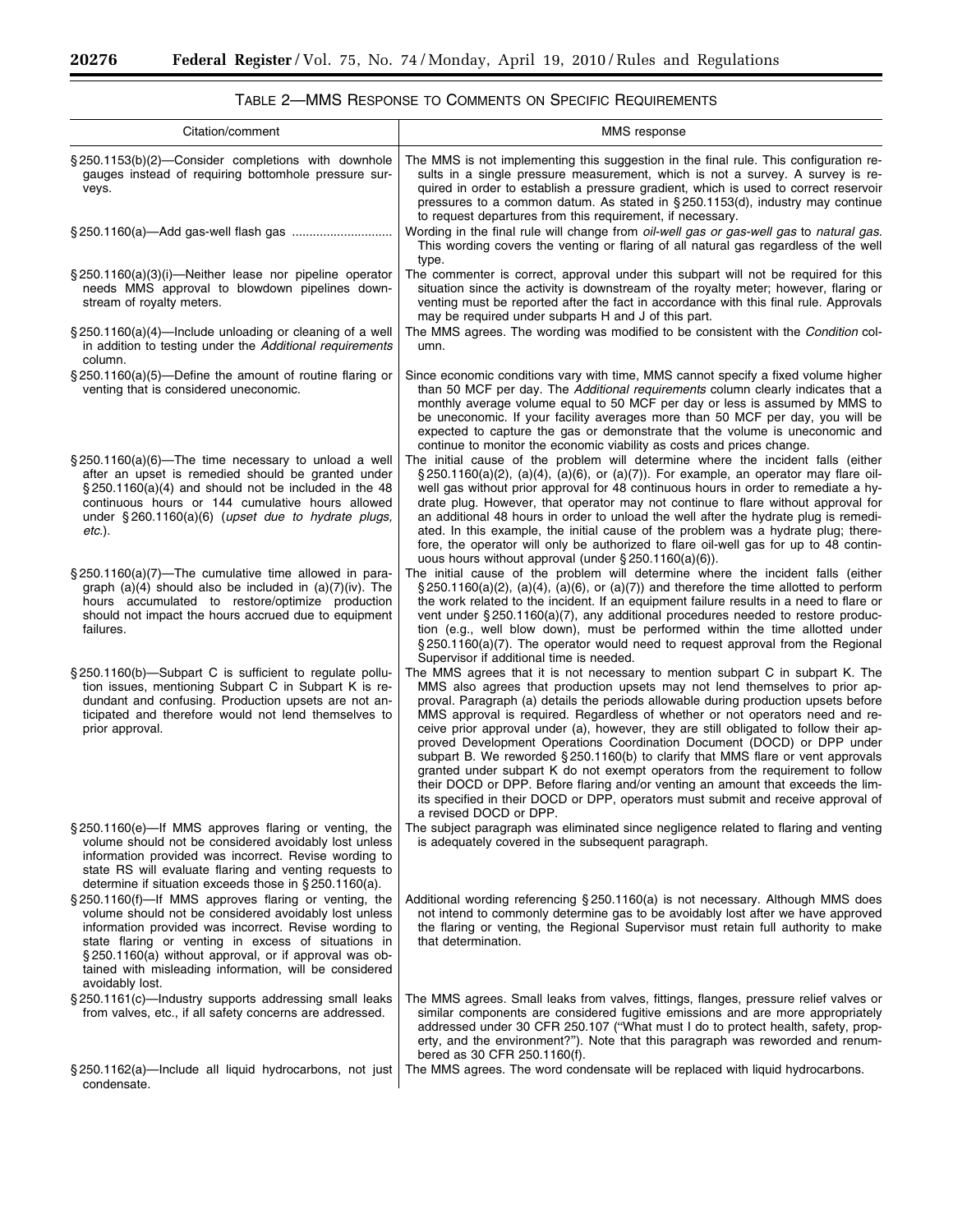TABLE 2—MMS RESPONSE TO COMMENTS ON SPECIFIC REQUIREMENTS

| Citation/comment | MMS response |
| --- | --- |
| §250.1153(b)(2)—Consider completions with downhole gauges instead of requiring bottomhole pressure surveys. | The MMS is not implementing this suggestion in the final rule. This configuration results in a single pressure measurement, which is not a survey. A survey is required in order to establish a pressure gradient, which is used to correct reservoir pressures to a common datum. As stated in §250.1153(d), industry may continue to request departures from this requirement, if necessary. |
| §250.1160(a)—Add gas-well flash gas | Wording in the final rule will change from *oil-well gas or gas-well gas* to *natural gas.* This wording covers the venting or flaring of all natural gas regardless of the well type. |
| §250.1160(a)(3)(i)—Neither lease nor pipeline operator needs MMS approval to blowdown pipelines downstream of royalty meters. | The commenter is correct, approval under this subpart will not be required for this situation since the activity is downstream of the royalty meter; however, flaring or venting must be reported after the fact in accordance with this final rule. Approvals may be required under subparts H and J of this part. |
| §250.1160(a)(4)—Include unloading or cleaning of a well in addition to testing under the *Additional requirements* column. | The MMS agrees. The wording was modified to be consistent with the *Condition* column. |
| §250.1160(a)(5)—Define the amount of routine flaring or venting that is considered uneconomic. | Since economic conditions vary with time, MMS cannot specify a fixed volume higher than 50 MCF per day. The *Additional requirements* column clearly indicates that a monthly average volume equal to 50 MCF per day or less is assumed by MMS to be uneconomic. If your facility averages more than 50 MCF per day, you will be expected to capture the gas or demonstrate that the volume is uneconomic and continue to monitor the economic viability as costs and prices change. |
| §250.1160(a)(6)—The time necessary to unload a well after an upset is remedied should be granted under §250.1160(a)(4) and should not be included in the 48 continuous hours or 144 cumulative hours allowed under §260.1160(a)(6) (*upset due to hydrate plugs, etc.*). | The initial cause of the problem will determine where the incident falls (either §250.1160(a)(2), (a)(4), (a)(6), or (a)(7)). For example, an operator may flare oil-well gas without prior approval for 48 continuous hours in order to remediate a hydrate plug. However, that operator may not continue to flare without approval for an additional 48 hours in order to unload the well after the hydrate plug is remediated. In this example, the initial cause of the problem was a hydrate plug; therefore, the operator will only be authorized to flare oil-well gas for up to 48 continuous hours without approval (under §250.1160(a)(6)). |
| §250.1160(a)(7)—The cumulative time allowed in paragraph (a)(4) should also be included in (a)(7)(iv). The hours accumulated to restore/optimize production should not impact the hours accrued due to equipment failures. | The initial cause of the problem will determine where the incident falls (either §250.1160(a)(2), (a)(4), (a)(6), or (a)(7)) and therefore the time allotted to perform the work related to the incident. If an equipment failure results in a need to flare or vent under §250.1160(a)(7), any additional procedures needed to restore production (e.g., well blow down), must be performed within the time allotted under §250.1160(a)(7). The operator would need to request approval from the Regional Supervisor if additional time is needed. |
| §250.1160(b)—Subpart C is sufficient to regulate pollution issues, mentioning Subpart C in Subpart K is redundant and confusing. Production upsets are not anticipated and therefore would not lend themselves to prior approval. | The MMS agrees that it is not necessary to mention subpart C in subpart K. The MMS also agrees that production upsets may not lend themselves to prior approval. Paragraph (a) details the periods allowable during production upsets before MMS approval is required. Regardless of whether or not operators need and receive prior approval under (a), however, they are still obligated to follow their approved Development Operations Coordination Document (DOCD) or DPP under subpart B. We reworded §250.1160(b) to clarify that MMS flare or vent approvals granted under subpart K do not exempt operators from the requirement to follow their DOCD or DPP. Before flaring and/or venting an amount that exceeds the limits specified in their DOCD or DPP, operators must submit and receive approval of a revised DOCD or DPP. |
| §250.1160(e)—If MMS approves flaring or venting, the volume should not be considered avoidably lost unless information provided was incorrect. Revise wording to state RS will evaluate flaring and venting requests to determine if situation exceeds those in §250.1160(a). | The subject paragraph was eliminated since negligence related to flaring and venting is adequately covered in the subsequent paragraph. |
| §250.1160(f)—If MMS approves flaring or venting, the volume should not be considered avoidably lost unless information provided was incorrect. Revise wording to state flaring or venting in excess of situations in §250.1160(a) without approval, or if approval was obtained with misleading information, will be considered avoidably lost. | Additional wording referencing §250.1160(a) is not necessary. Although MMS does not intend to commonly determine gas to be avoidably lost after we have approved the flaring or venting, the Regional Supervisor must retain full authority to make that determination. |
| §250.1161(c)—Industry supports addressing small leaks from valves, etc., if all safety concerns are addressed. | The MMS agrees. Small leaks from valves, fittings, flanges, pressure relief valves or similar components are considered fugitive emissions and are more appropriately addressed under 30 CFR 250.107 ("What must I do to protect health, safety, property, and the environment?"). Note that this paragraph was reworded and renumbered as 30 CFR 250.1160(f). |
| §250.1162(a)—Include all liquid hydrocarbons, not just condensate. | The MMS agrees. The word condensate will be replaced with liquid hydrocarbons. |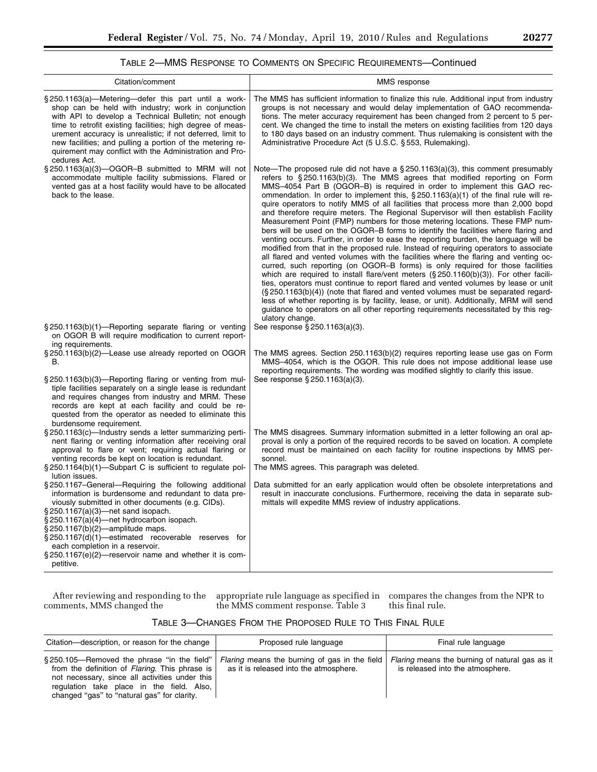TABLE 2—MMS RESPONSE TO COMMENTS ON SPECIFIC REQUIREMENTS—Continued

| Citation/comment | MMS response |
| --- | --- |
| § 250.1163(a)—Metering—defer this part until a workshop can be held with industry; work in conjunction with API to develop a Technical Bulletin; not enough time to retrofit existing facilities; high degree of measurement accuracy is unrealistic; if not deferred, limit to new facilities; and pulling a portion of the metering requirement may conflict with the Administration and Procedures Act. | The MMS has sufficient information to finalize this rule. Additional input from industry groups is not necessary and would delay implementation of GAO recommendations. The meter accuracy requirement has been changed from 2 percent to 5 percent. We changed the time to install the meters on existing facilities from 120 days to 180 days based on an industry comment. Thus rulemaking is consistent with the Administrative Procedure Act (5 U.S.C. § 553, Rulemaking). |
| § 250.1163(a)(3)—OGOR–B submitted to MRM will not accommodate multiple facility submissions. Flared or vented gas at a host facility would have to be allocated back to the lease. | Note—The proposed rule did not have a § 250.1163(a)(3), this comment presumably refers to § 250.1163(b)(3). The MMS agrees that modified reporting on Form MMS–4054 Part B (OGOR–B) is required in order to implement this GAO recommendation. In order to implement this, § 250.1163(a)(1) of the final rule will require operators to notify MMS of all facilities that process more than 2,000 bopd and therefore require meters. The Regional Supervisor will then establish Facility Measurement Point (FMP) numbers for those metering locations. These FMP numbers will be used on the OGOR–B forms to identify the facilities where flaring and venting occurs. Further, in order to ease the reporting burden, the language will be modified from that in the proposed rule. Instead of requiring operators to associate all flared and vented volumes with the facilities where the flaring and venting occurred, such reporting (on OGOR–B forms) is only required for those facilities which are required to install flare/vent meters (§ 250.1160(b)(3)). For other facilities, operators must continue to report flared and vented volumes by lease or unit (§ 250.1163(b)(4)) (note that flared and vented volumes must be separated regardless of whether reporting is by facility, lease, or unit). Additionally, MRM will send guidance to operators on all other reporting requirements necessitated by this regulatory change. |
| § 250.1163(b)(1)—Reporting separate flaring or venting on OGOR B will require modification to current reporting requirements. | See response § 250.1163(a)(3). |
| § 250.1163(b)(2)—Lease use already reported on OGOR B. | The MMS agrees. Section 250.1163(b)(2) requires reporting lease use gas on Form MMS–4054, which is the OGOR. This rule does not impose additional lease use reporting requirements. The wording was modified slightly to clarify this issue. |
| § 250.1163(b)(3)—Reporting flaring or venting from multiple facilities separately on a single lease is redundant and requires changes from industry and MRM. These records are kept at each facility and could be requested from the operator as needed to eliminate this burdensome requirement. | See response § 250.1163(a)(3). |
| § 250.1163(c)—Industry sends a letter summarizing pertinent flaring or venting information after receiving oral approval to flare or vent; requiring actual flaring or venting records be kept on location is redundant. | The MMS disagrees. Summary information submitted in a letter following an oral approval is only a portion of the required records to be saved on location. A complete record must be maintained on each facility for routine inspections by MMS personnel. |
| § 250.1164(b)(1)—Subpart C is sufficient to regulate pollution issues. | The MMS agrees. This paragraph was deleted. |
| § 250.1167–General—Requiring the following additional information is burdensome and redundant to data previously submitted in other documents (e.g. CIDs).<br>§ 250.1167(a)(3)—net sand isopach.<br>§ 250.1167(a)(4)—net hydrocarbon isopach.<br>§ 250.1167(b)(2)—amplitude maps.<br>§ 250.1167(d)(1)—estimated recoverable reserves for each completion in a reservoir.<br>§ 250.1167(e)(2)—reservoir name and whether it is competitive. | Data submitted for an early application would often be obsolete interpretations and result in inaccurate conclusions. Furthermore, receiving the data in separate submittals will expedite MMS review of industry applications. |

After reviewing and responding to the comments, MMS changed the appropriate rule language as specified in the MMS comment response. Table 3 compares the changes from the NPR to this final rule.

TABLE 3—CHANGES FROM THE PROPOSED RULE TO THIS FINAL RULE

| Citation—description, or reason for the change | Proposed rule language | Final rule language |
| --- | --- | --- |
| § 250.105—Removed the phrase "in the field" from the definition of *Flaring*. This phrase is not necessary, since all activities under this regulation take place in the field. Also, changed "gas" to "natural gas" for clarity. | *Flaring* means the burning of gas in the field as it is released into the atmosphere. | *Flaring* means the burning of natural gas as it is released into the atmosphere. |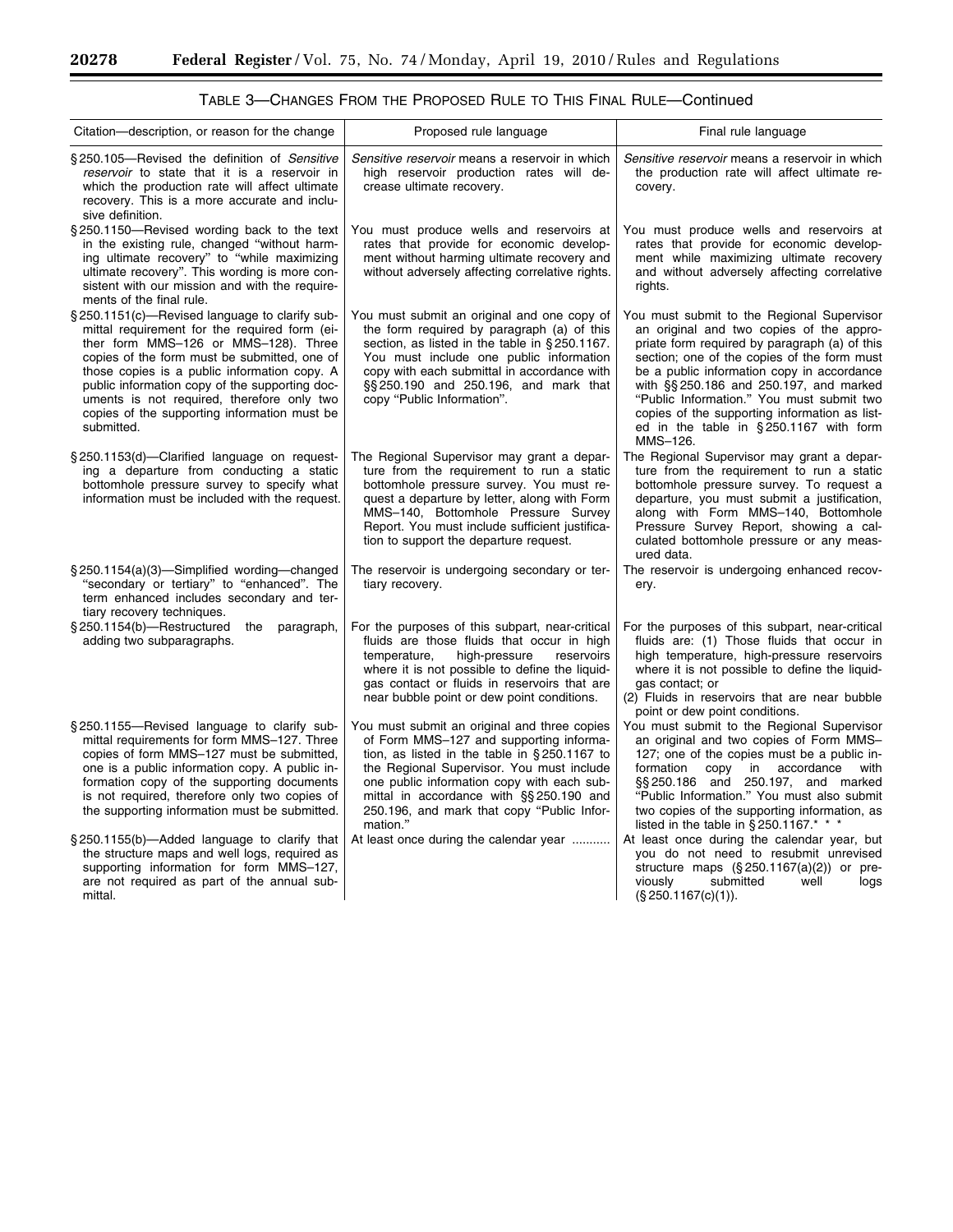### TABLE 3—CHANGES FROM THE PROPOSED RULE TO THIS FINAL RULE—Continued

| Citation—description, or reason for the change | Proposed rule language | Final rule language |
| --- | --- | --- |
| § 250.105—Revised the definition of *Sensitive reservoir* to state that it is a reservoir in which the production rate will affect ultimate recovery. This is a more accurate and inclusive definition. | *Sensitive reservoir* means a reservoir in which high reservoir production rates will decrease ultimate recovery. | *Sensitive reservoir* means a reservoir in which the production rate will affect ultimate recovery. |
| § 250.1150—Revised wording back to the text in the existing rule, changed "without harming ultimate recovery" to "while maximizing ultimate recovery". This wording is more consistent with our mission and with the requirements of the final rule. | You must produce wells and reservoirs at rates that provide for economic development without harming ultimate recovery and without adversely affecting correlative rights. | You must produce wells and reservoirs at rates that provide for economic development while maximizing ultimate recovery and without adversely affecting correlative rights. |
| § 250.1151(c)—Revised language to clarify submittal requirement for the required form (either form MMS–126 or MMS–128). Three copies of the form must be submitted, one of those copies is a public information copy. A public information copy of the supporting documents is not required, therefore only two copies of the supporting information must be submitted. | You must submit an original and one copy of the form required by paragraph (a) of this section, as listed in the table in § 250.1167. You must include one public information copy with each submittal in accordance with §§ 250.190 and 250.196, and mark that copy "Public Information". | You must submit to the Regional Supervisor an original and two copies of the appropriate form required by paragraph (a) of this section; one of the copies of the form must be a public information copy in accordance with §§ 250.186 and 250.197, and marked "Public Information." You must submit two copies of the supporting information as listed in the table in § 250.1167 with form MMS–126. |
| § 250.1153(d)—Clarified language on requesting a departure from conducting a static bottomhole pressure survey to specify what information must be included with the request. | The Regional Supervisor may grant a departure from the requirement to run a static bottomhole pressure survey. You must request a departure by letter, along with Form MMS–140, Bottomhole Pressure Survey Report. You must include sufficient justification to support the departure request. | The Regional Supervisor may grant a departure from the requirement to run a static bottomhole pressure survey. To request a departure, you must submit a justification, along with Form MMS–140, Bottomhole Pressure Survey Report, showing a calculated bottomhole pressure or any measured data. |
| § 250.1154(a)(3)—Simplified wording—changed "secondary or tertiary" to "enhanced". The term enhanced includes secondary and tertiary recovery techniques. | The reservoir is undergoing secondary or tertiary recovery. | The reservoir is undergoing enhanced recovery. |
| § 250.1154(b)—Restructured the paragraph, adding two subparagraphs. | For the purposes of this subpart, near-critical fluids are those fluids that occur in high temperature, high-pressure reservoirs where it is not possible to define the liquid-gas contact or fluids in reservoirs that are near bubble point or dew point conditions. | For the purposes of this subpart, near-critical fluids are: (1) Those fluids that occur in high temperature, high-pressure reservoirs where it is not possible to define the liquid-gas contact; or<br>(2) Fluids in reservoirs that are near bubble point or dew point conditions. |
| § 250.1155—Revised language to clarify submittal requirements for form MMS–127. Three copies of form MMS–127 must be submitted, one is a public information copy. A public information copy of the supporting documents is not required, therefore only two copies of the supporting information must be submitted. | You must submit an original and three copies of Form MMS–127 and supporting information, as listed in the table in § 250.1167 to the Regional Supervisor. You must include one public information copy with each submittal in accordance with §§ 250.190 and 250.196, and mark that copy "Public Information." | You must submit to the Regional Supervisor an original and two copies of Form MMS–127; one of the copies must be a public information copy in accordance with §§ 250.186 and 250.197, and marked "Public Information." You must also submit two copies of the supporting information, as listed in the table in § 250.1167.* * * |
| § 250.1155(b)—Added language to clarify that the structure maps and well logs, required as supporting information for form MMS–127, are not required as part of the annual submittal. | At least once during the calendar year ........... | At least once during the calendar year, but you do not need to resubmit unrevised structure maps (§ 250.1167(a)(2)) or previously submitted well logs (§ 250.1167(c)(1)). |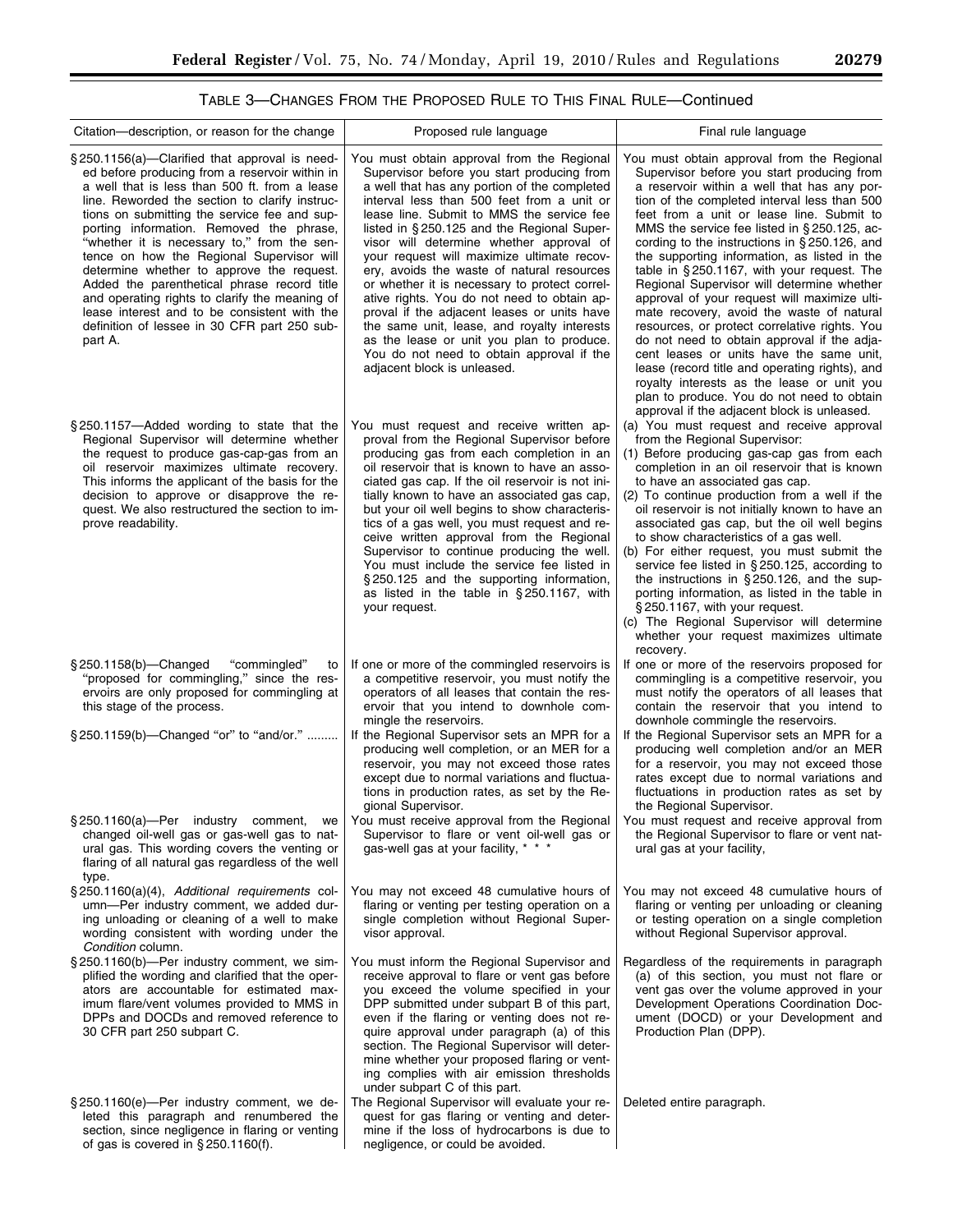TABLE 3—CHANGES FROM THE PROPOSED RULE TO THIS FINAL RULE—Continued

| Citation—description, or reason for the change | Proposed rule language | Final rule language |
| --- | --- | --- |
| §250.1156(a)—Clarified that approval is needed before producing from a reservoir within in a well that is less than 500 ft. from a lease line. Reworded the section to clarify instructions on submitting the service fee and supporting information. Removed the phrase, "whether it is necessary to," from the sentence on how the Regional Supervisor will determine whether to approve the request. Added the parenthetical phrase record title and operating rights to clarify the meaning of lease interest and to be consistent with the definition of lessee in 30 CFR part 250 subpart A. | You must obtain approval from the Regional Supervisor before you start producing from a well that has any portion of the completed interval less than 500 feet from a unit or lease line. Submit to MMS the service fee listed in §250.125 and the Regional Supervisor will determine whether approval of your request will maximize ultimate recovery, avoids the waste of natural resources or whether it is necessary to protect correlative rights. You do not need to obtain approval if the adjacent leases or units have the same unit, lease, and royalty interests as the lease or unit you plan to produce. You do not need to obtain approval if the adjacent block is unleased. | You must obtain approval from the Regional Supervisor before you start producing from a reservoir within a well that has any portion of the completed interval less than 500 feet from a unit or lease line. Submit to MMS the service fee listed in §250.125, according to the instructions in §250.126, and the supporting information, as listed in the table in §250.1167, with your request. The Regional Supervisor will determine whether approval of your request will maximize ultimate recovery, avoid the waste of natural resources, or protect correlative rights. You do not need to obtain approval if the adjacent leases or units have the same unit, lease (record title and operating rights), and royalty interests as the lease or unit you plan to produce. You do not need to obtain approval if the adjacent block is unleased. |
| §250.1157—Added wording to state that the Regional Supervisor will determine whether the request to produce gas-cap-gas from an oil reservoir maximizes ultimate recovery. This informs the applicant of the basis for the decision to approve or disapprove the request. We also restructured the section to improve readability. | You must request and receive written approval from the Regional Supervisor before producing gas from each completion in an oil reservoir that is known to have an associated gas cap. If the oil reservoir is not initially known to have an associated gas cap, but your oil well begins to show characteristics of a gas well, you must request and receive written approval from the Regional Supervisor to continue producing the well. You must include the service fee listed in §250.125 and the supporting information, as listed in the table in §250.1167, with your request. | (a) You must request and receive approval from the Regional Supervisor:<br>(1) Before producing gas-cap gas from each completion in an oil reservoir that is known to have an associated gas cap.<br>(2) To continue production from a well if the oil reservoir is not initially known to have an associated gas cap, but the oil well begins to show characteristics of a gas well.<br>(b) For either request, you must submit the service fee listed in §250.125, according to the instructions in §250.126, and the supporting information, as listed in the table in §250.1167, with your request.<br>(c) The Regional Supervisor will determine whether your request maximizes ultimate recovery. |
| §250.1158(b)—Changed "commingled" to "proposed for commingling," since the reservoirs are only proposed for commingling at this stage of the process. | If one or more of the commingled reservoirs is a competitive reservoir, you must notify the operators of all leases that contain the reservoir that you intend to downhole commingle the reservoirs. | If one or more of the reservoirs proposed for commingling is a competitive reservoir, you must notify the operators of all leases that contain the reservoir that you intend to downhole commingle the reservoirs. |
| §250.1159(b)—Changed "or" to "and/or." ......... | If the Regional Supervisor sets an MPR for a producing well completion, or an MER for a reservoir, you may not exceed those rates except due to normal variations and fluctuations in production rates, as set by the Regional Supervisor. | If the Regional Supervisor sets an MPR for a producing well completion and/or an MER for a reservoir, you may not exceed those rates except due to normal variations and fluctuations in production rates as set by the Regional Supervisor. |
| §250.1160(a)—Per industry comment, we changed oil-well gas or gas-well gas to natural gas. This wording covers the venting or flaring of all natural gas regardless of the well type. | You must receive approval from the Regional Supervisor to flare or vent oil-well gas or gas-well gas at your facility, * * * | You must request and receive approval from the Regional Supervisor to flare or vent natural gas at your facility, |
| §250.1160(a)(4), *Additional requirements* column—Per industry comment, we added during unloading or cleaning of a well to make wording consistent with wording under the *Condition* column. | You may not exceed 48 cumulative hours of flaring or venting per testing operation on a single completion without Regional Supervisor approval. | You may not exceed 48 cumulative hours of flaring or venting per unloading or cleaning or testing operation on a single completion without Regional Supervisor approval. |
| §250.1160(b)—Per industry comment, we simplified the wording and clarified that the operators are accountable for estimated maximum flare/vent volumes provided to MMS in DPPs and DOCDs and removed reference to 30 CFR part 250 subpart C. | You must inform the Regional Supervisor and receive approval to flare or vent gas before you exceed the volume specified in your DPP submitted under subpart B of this part, even if the flaring or venting does not require approval under paragraph (a) of this section. The Regional Supervisor will determine whether your proposed flaring or venting complies with air emission thresholds under subpart C of this part. | Regardless of the requirements in paragraph (a) of this section, you must not flare or vent gas over the volume approved in your Development Operations Coordination Document (DOCD) or your Development and Production Plan (DPP). |
| §250.1160(e)—Per industry comment, we deleted this paragraph and renumbered the section, since negligence in flaring or venting of gas is covered in §250.1160(f). | The Regional Supervisor will evaluate your request for gas flaring or venting and determine if the loss of hydrocarbons is due to negligence, or could be avoided. | Deleted entire paragraph. |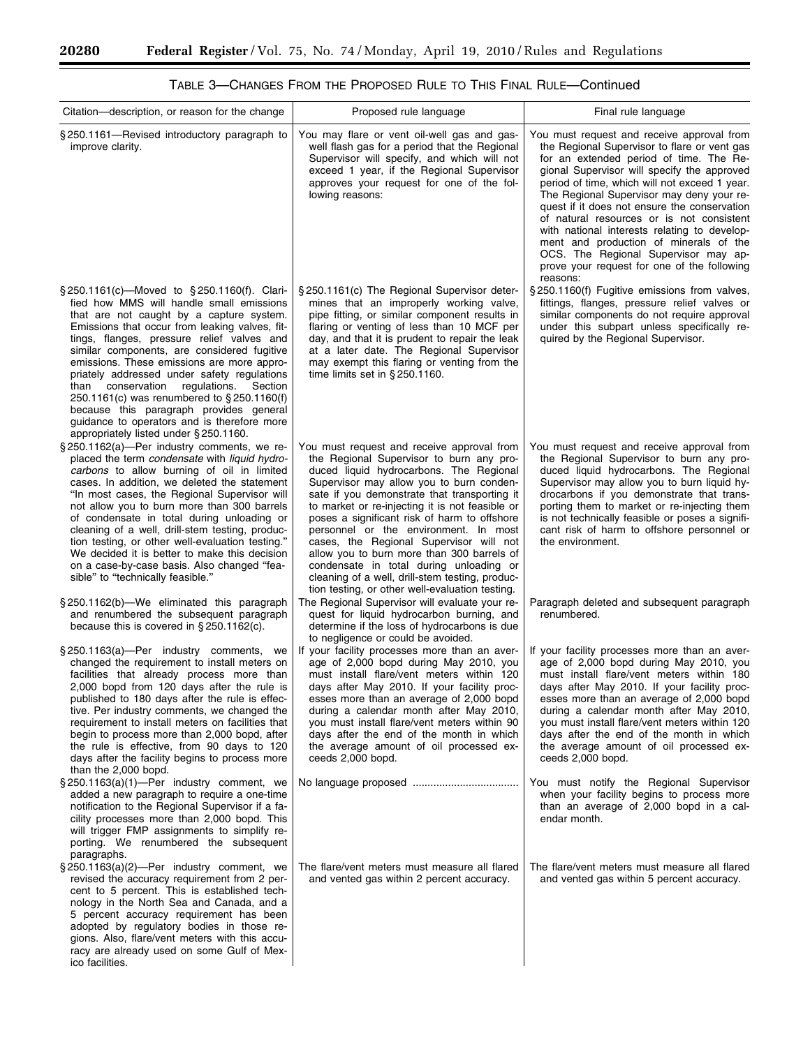### TABLE 3—CHANGES FROM THE PROPOSED RULE TO THIS FINAL RULE—Continued

| Citation—description, or reason for the change | Proposed rule language | Final rule language |
|---|---|---|
| § 250.1161—Revised introductory paragraph to improve clarity. | You may flare or vent oil-well gas and gas-well flash gas for a period that the Regional Supervisor will specify, and which will not exceed 1 year, if the Regional Supervisor approves your request for one of the following reasons: | You must request and receive approval from the Regional Supervisor to flare or vent gas for an extended period of time. The Regional Supervisor will specify the approved period of time, which will not exceed 1 year. The Regional Supervisor may deny your request if it does not ensure the conservation of natural resources or is not consistent with national interests relating to development and production of minerals of the OCS. The Regional Supervisor may approve your request for one of the following reasons: |
| § 250.1161(c)—Moved to § 250.1160(f). Clarified how MMS will handle small emissions that are not caught by a capture system. Emissions that occur from leaking valves, fittings, flanges, pressure relief valves and similar components, are considered fugitive emissions. These emissions are more appropriately addressed under safety regulations than conservation regulations. Section 250.1161(c) was renumbered to § 250.1160(f) because this paragraph provides general guidance to operators and is therefore more appropriately listed under § 250.1160. | § 250.1161(c) The Regional Supervisor determines that an improperly working valve, pipe fitting, or similar component results in flaring or venting of less than 10 MCF per day, and that it is prudent to repair the leak at a later date. The Regional Supervisor may exempt this flaring or venting from the time limits set in § 250.1160. | § 250.1160(f) Fugitive emissions from valves, fittings, flanges, pressure relief valves or similar components do not require approval under this subpart unless specifically required by the Regional Supervisor. |
| § 250.1162(a)—Per industry comments, we replaced the term *condensate* with *liquid hydrocarbons* to allow burning of oil in limited cases. In addition, we deleted the statement "In most cases, the Regional Supervisor will not allow you to burn more than 300 barrels of condensate in total during unloading or cleaning of a well, drill-stem testing, production testing, or other well-evaluation testing." We decided it is better to make this decision on a case-by-case basis. Also changed "feasible" to "technically feasible." | You must request and receive approval from the Regional Supervisor to burn any produced liquid hydrocarbons. The Regional Supervisor may allow you to burn condensate if you demonstrate that transporting it to market or re-injecting it is not feasible or poses a significant risk of harm to offshore personnel or the environment. In most cases, the Regional Supervisor will not allow you to burn more than 300 barrels of condensate in total during unloading or cleaning of a well, drill-stem testing, production testing, or other well-evaluation testing. | You must request and receive approval from the Regional Supervisor to burn any produced liquid hydrocarbons. The Regional Supervisor may allow you to burn liquid hydrocarbons if you demonstrate that transporting them to market or re-injecting them is not technically feasible or poses a significant risk of harm to offshore personnel or the environment. |
| § 250.1162(b)—We eliminated this paragraph and renumbered the subsequent paragraph because this is covered in § 250.1162(c). | The Regional Supervisor will evaluate your request for liquid hydrocarbon burning, and determine if the loss of hydrocarbons is due to negligence or could be avoided. | Paragraph deleted and subsequent paragraph renumbered. |
| § 250.1163(a)—Per industry comments, we changed the requirement to install meters on facilities that already process more than 2,000 bopd from 120 days after the rule is published to 180 days after the rule is effective. Per industry comments, we changed the requirement to install meters on facilities that begin to process more than 2,000 bopd, after the rule is effective, from 90 days to 120 days after the facility begins to process more than the 2,000 bopd. | If your facility processes more than an average of 2,000 bopd during May 2010, you must install flare/vent meters within 120 days after May 2010. If your facility processes more than an average of 2,000 bopd during a calendar month after May 2010, you must install flare/vent meters within 90 days after the end of the month in which the average amount of oil processed exceeds 2,000 bopd. | If your facility processes more than an average of 2,000 bopd during May 2010, you must install flare/vent meters within 180 days after May 2010. If your facility processes more than an average of 2,000 bopd during a calendar month after May 2010, you must install flare/vent meters within 120 days after the end of the month in which the average amount of oil processed exceeds 2,000 bopd. |
| § 250.1163(a)(1)—Per industry comment, we added a new paragraph to require a one-time notification to the Regional Supervisor if a facility processes more than 2,000 bopd. This will trigger FMP assignments to simplify reporting. We renumbered the subsequent paragraphs. | No language proposed | You must notify the Regional Supervisor when your facility begins to process more than an average of 2,000 bopd in a calendar month. |
| § 250.1163(a)(2)—Per industry comment, we revised the accuracy requirement from 2 percent to 5 percent. This is established technology in the North Sea and Canada, and a 5 percent accuracy requirement has been adopted by regulatory bodies in those regions. Also, flare/vent meters with this accuracy are already used on some Gulf of Mexico facilities. | The flare/vent meters must measure all flared and vented gas within 2 percent accuracy. | The flare/vent meters must measure all flared and vented gas within 5 percent accuracy. |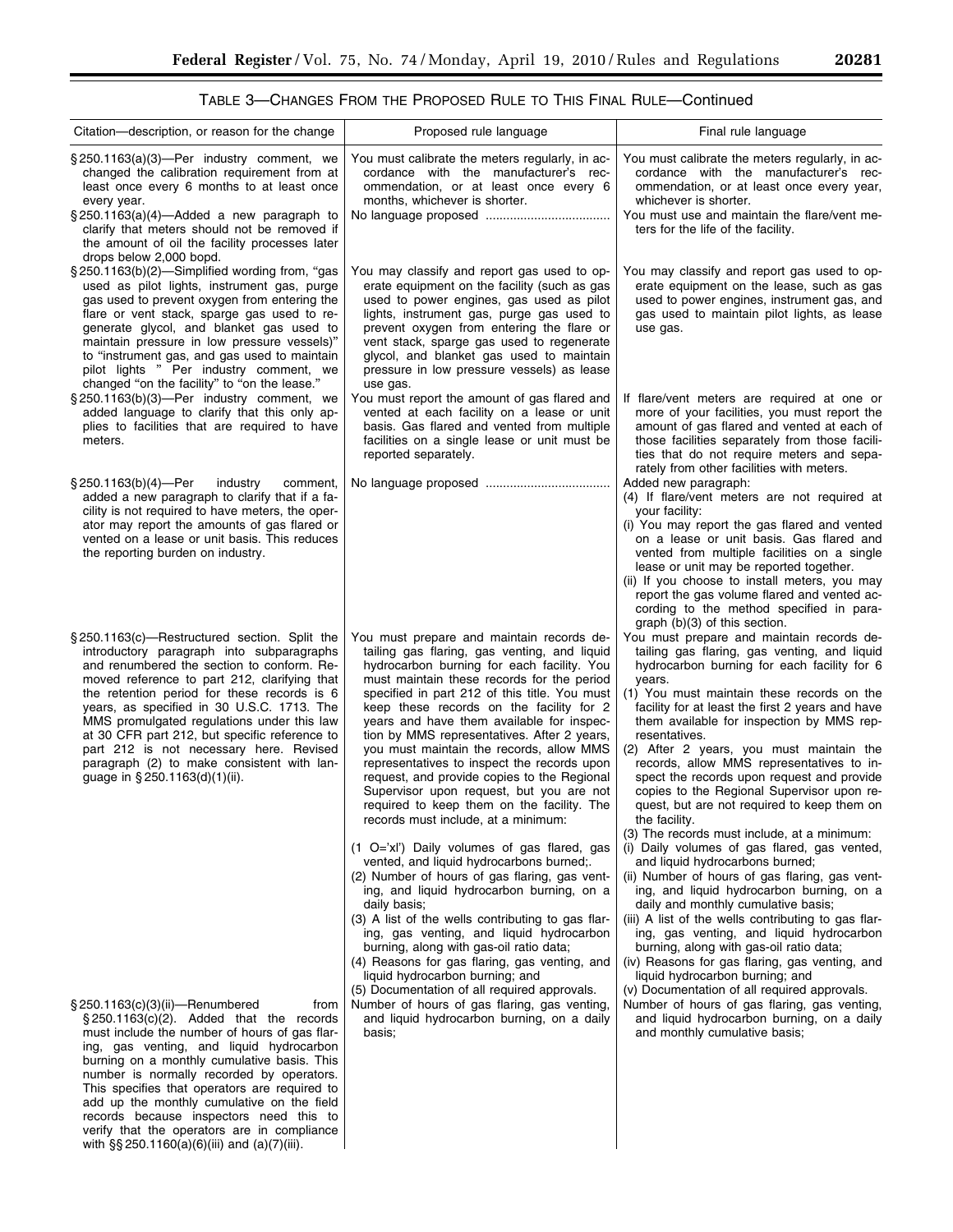TABLE 3—CHANGES FROM THE PROPOSED RULE TO THIS FINAL RULE—Continued

| Citation—description, or reason for the change | Proposed rule language | Final rule language |
| --- | --- | --- |
| § 250.1163(a)(3)—Per industry comment, we changed the calibration requirement from at least once every 6 months to at least once every year. | You must calibrate the meters regularly, in accordance with the manufacturer's recommendation, or at least once every 6 months, whichever is shorter. | You must calibrate the meters regularly, in accordance with the manufacturer's recommendation, or at least once every year, whichever is shorter. |
| § 250.1163(a)(4)—Added a new paragraph to clarify that meters should not be removed if the amount of oil the facility processes later drops below 2,000 bopd. | No language proposed .................................... | You must use and maintain the flare/vent meters for the life of the facility. |
| § 250.1163(b)(2)—Simplified wording from, "gas used as pilot lights, instrument gas, purge gas used to prevent oxygen from entering the flare or vent stack, sparge gas used to regenerate glycol, and blanket gas used to maintain pressure in low pressure vessels)" to "instrument gas, and gas used to maintain pilot lights " Per industry comment, we changed "on the facility" to "on the lease." | You may classify and report gas used to operate equipment on the facility (such as gas used to power engines, gas used as pilot lights, instrument gas, purge gas used to prevent oxygen from entering the flare or vent stack, sparge gas used to regenerate glycol, and blanket gas used to maintain pressure in low pressure vessels) as lease use gas. | You may classify and report gas used to operate equipment on the lease, such as gas used to power engines, instrument gas, and gas used to maintain pilot lights, as lease use gas. |
| § 250.1163(b)(3)—Per industry comment, we added language to clarify that this only applies to facilities that are required to have meters. | You must report the amount of gas flared and vented at each facility on a lease or unit basis. Gas flared and vented from multiple facilities on a single lease or unit must be reported separately. | If flare/vent meters are required at one or more of your facilities, you must report the amount of gas flared and vented at each of those facilities separately from those facilities that do not require meters and separately from other facilities with meters. |
| § 250.1163(b)(4)—Per industry comment, added a new paragraph to clarify that if a facility is not required to have meters, the operator may report the amounts of gas flared or vented on a lease or unit basis. This reduces the reporting burden on industry. | No language proposed .................................... | Added new paragraph:<br>(4) If flare/vent meters are not required at your facility:<br>(i) You may report the gas flared and vented on a lease or unit basis. Gas flared and vented from multiple facilities on a single lease or unit may be reported together.<br>(ii) If you choose to install meters, you may report the gas volume flared and vented according to the method specified in paragraph (b)(3) of this section. |
| § 250.1163(c)—Restructured section. Split the introductory paragraph into subparagraphs and renumbered the section to conform. Removed reference to part 212, clarifying that the retention period for these records is 6 years, as specified in 30 U.S.C. 1713. The MMS promulgated regulations under this law at 30 CFR part 212, but specific reference to part 212 is not necessary here. Revised paragraph (2) to make consistent with language in § 250.1163(d)(1)(ii). | You must prepare and maintain records detailing gas flaring, gas venting, and liquid hydrocarbon burning for each facility. You must maintain these records for the period specified in part 212 of this title. You must keep these records on the facility for 2 years and have them available for inspection by MMS representatives. After 2 years, you must maintain the records, allow MMS representatives to inspect the records upon request, and provide copies to the Regional Supervisor upon request, but you are not required to keep them on the facility. The records must include, at a minimum:<br>(1 O='xl') Daily volumes of gas flared, gas vented, and liquid hydrocarbons burned;.<br>(2) Number of hours of gas flaring, gas venting, and liquid hydrocarbon burning, on a daily basis;<br>(3) A list of the wells contributing to gas flaring, gas venting, and liquid hydrocarbon burning, along with gas-oil ratio data;<br>(4) Reasons for gas flaring, gas venting, and liquid hydrocarbon burning; and<br>(5) Documentation of all required approvals. | You must prepare and maintain records detailing gas flaring, gas venting, and liquid hydrocarbon burning for each facility for 6 years.<br>(1) You must maintain these records on the facility for at least the first 2 years and have them available for inspection by MMS representatives.<br>(2) After 2 years, you must maintain the records, allow MMS representatives to inspect the records upon request and provide copies to the Regional Supervisor upon request, but are not required to keep them on the facility.<br>(3) The records must include, at a minimum:<br>(i) Daily volumes of gas flared, gas vented, and liquid hydrocarbons burned;<br>(ii) Number of hours of gas flaring, gas venting, and liquid hydrocarbon burning, on a daily and monthly cumulative basis;<br>(iii) A list of the wells contributing to gas flaring, gas venting, and liquid hydrocarbon burning, along with gas-oil ratio data;<br>(iv) Reasons for gas flaring, gas venting, and liquid hydrocarbon burning; and<br>(v) Documentation of all required approvals. |
| § 250.1163(c)(3)(ii)—Renumbered from § 250.1163(c)(2). Added that the records must include the number of hours of gas flaring, gas venting, and liquid hydrocarbon burning on a monthly cumulative basis. This number is normally recorded by operators. This specifies that operators are required to add up the monthly cumulative on the field records because inspectors need this to verify that the operators are in compliance with §§ 250.1160(a)(6)(iii) and (a)(7)(iii). | Number of hours of gas flaring, gas venting, and liquid hydrocarbon burning, on a daily basis; | Number of hours of gas flaring, gas venting, and liquid hydrocarbon burning, on a daily and monthly cumulative basis; |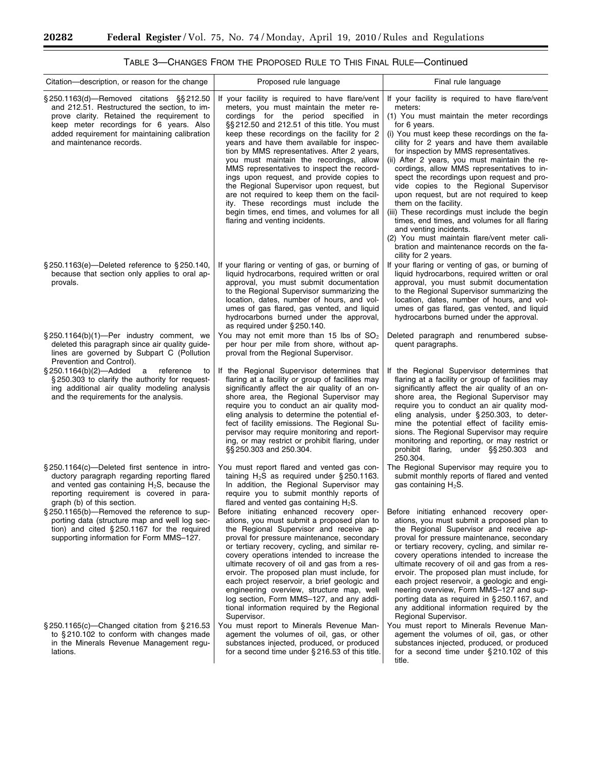TABLE 3—CHANGES FROM THE PROPOSED RULE TO THIS FINAL RULE—Continued

| Citation—description, or reason for the change | Proposed rule language | Final rule language |
| --- | --- | --- |
| §250.1163(d)—Removed citations §§212.50 and 212.51. Restructured the section, to improve clarity. Retained the requirement to keep meter recordings for 6 years. Also added requirement for maintaining calibration and maintenance records. | If your facility is required to have flare/vent meters, you must maintain the meter recordings for the period specified in §§212.50 and 212.51 of this title. You must keep these recordings on the facility for 2 years and have them available for inspection by MMS representatives. After 2 years, you must maintain the recordings, allow MMS representatives to inspect the recordings upon request, and provide copies to the Regional Supervisor upon request, but are not required to keep them on the facility. These recordings must include the begin times, end times, and volumes for all flaring and venting incidents. | If your facility is required to have flare/vent meters: (1) You must maintain the meter recordings for 6 years. (i) You must keep these recordings on the facility for 2 years and have them available for inspection by MMS representatives. (ii) After 2 years, you must maintain the recordings, allow MMS representatives to inspect the recordings upon request and provide copies to the Regional Supervisor upon request, but are not required to keep them on the facility. (iii) These recordings must include the begin times, end times, and volumes for all flaring and venting incidents. (2) You must maintain flare/vent meter calibration and maintenance records on the facility for 2 years. |
| §250.1163(e)—Deleted reference to §250.140, because that section only applies to oral approvals. | If your flaring or venting of gas, or burning of liquid hydrocarbons, required written or oral approval, you must submit documentation to the Regional Supervisor summarizing the location, dates, number of hours, and volumes of gas flared, gas vented, and liquid hydrocarbons burned under the approval, as required under §250.140. | If your flaring or venting of gas, or burning of liquid hydrocarbons, required written or oral approval, you must submit documentation to the Regional Supervisor summarizing the location, dates, number of hours, and volumes of gas flared, gas vented, and liquid hydrocarbons burned under the approval. |
| §250.1164(b)(1)—Per industry comment, we deleted this paragraph since air quality guidelines are governed by Subpart C (Pollution Prevention and Control). | You may not emit more than 15 lbs of $SO_2$ per hour per mile from shore, without approval from the Regional Supervisor. | Deleted paragraph and renumbered subsequent paragraphs. |
| §250.1164(b)(2)—Added a reference to §250.303 to clarify the authority for requesting additional air quality modeling analysis and the requirements for the analysis. | If the Regional Supervisor determines that flaring at a facility or group of facilities may significantly affect the air quality of an onshore area, the Regional Supervisor may require you to conduct an air quality modeling analysis to determine the potential effect of facility emissions. The Regional Supervisor may require monitoring and reporting, or may restrict or prohibit flaring, under §§250.303 and 250.304. | If the Regional Supervisor determines that flaring at a facility or group of facilities may significantly affect the air quality of an onshore area, the Regional Supervisor may require you to conduct an air quality modeling analysis, under §250.303, to determine the potential effect of facility emissions. The Regional Supervisor may require monitoring and reporting, or may restrict or prohibit flaring, under §§250.303 and 250.304. |
| §250.1164(c)—Deleted first sentence in introductory paragraph regarding reporting flared and vented gas containing $H_2S$, because the reporting requirement is covered in paragraph (b) of this section. | You must report flared and vented gas containing $H_2S$ as required under §250.1163. In addition, the Regional Supervisor may require you to submit monthly reports of flared and vented gas containing $H_2S$. | The Regional Supervisor may require you to submit monthly reports of flared and vented gas containing $H_2S$. |
| §250.1165(b)—Removed the reference to supporting data (structure map and well log section) and cited §250.1167 for the required supporting information for Form MMS–127. | Before initiating enhanced recovery operations, you must submit a proposed plan to the Regional Supervisor and receive approval for pressure maintenance, secondary or tertiary recovery, cycling, and similar recovery operations intended to increase the ultimate recovery of oil and gas from a reservoir. The proposed plan must include, for each project reservoir, a brief geologic and engineering overview, structure map, well log section, Form MMS–127, and any additional information required by the Regional Supervisor. | Before initiating enhanced recovery operations, you must submit a proposed plan to the Regional Supervisor and receive approval for pressure maintenance, secondary or tertiary recovery, cycling, and similar recovery operations intended to increase the ultimate recovery of oil and gas from a reservoir. The proposed plan must include, for each project reservoir, a geologic and engineering overview, Form MMS–127 and supporting data as required in §250.1167, and any additional information required by the Regional Supervisor. |
| §250.1165(c)—Changed citation from §216.53 to §210.102 to conform with changes made in the Minerals Revenue Management regulations. | You must report to Minerals Revenue Management the volumes of oil, gas, or other substances injected, produced, or produced for a second time under §216.53 of this title. | You must report to Minerals Revenue Management the volumes of oil, gas, or other substances injected, produced, or produced for a second time under §210.102 of this title. |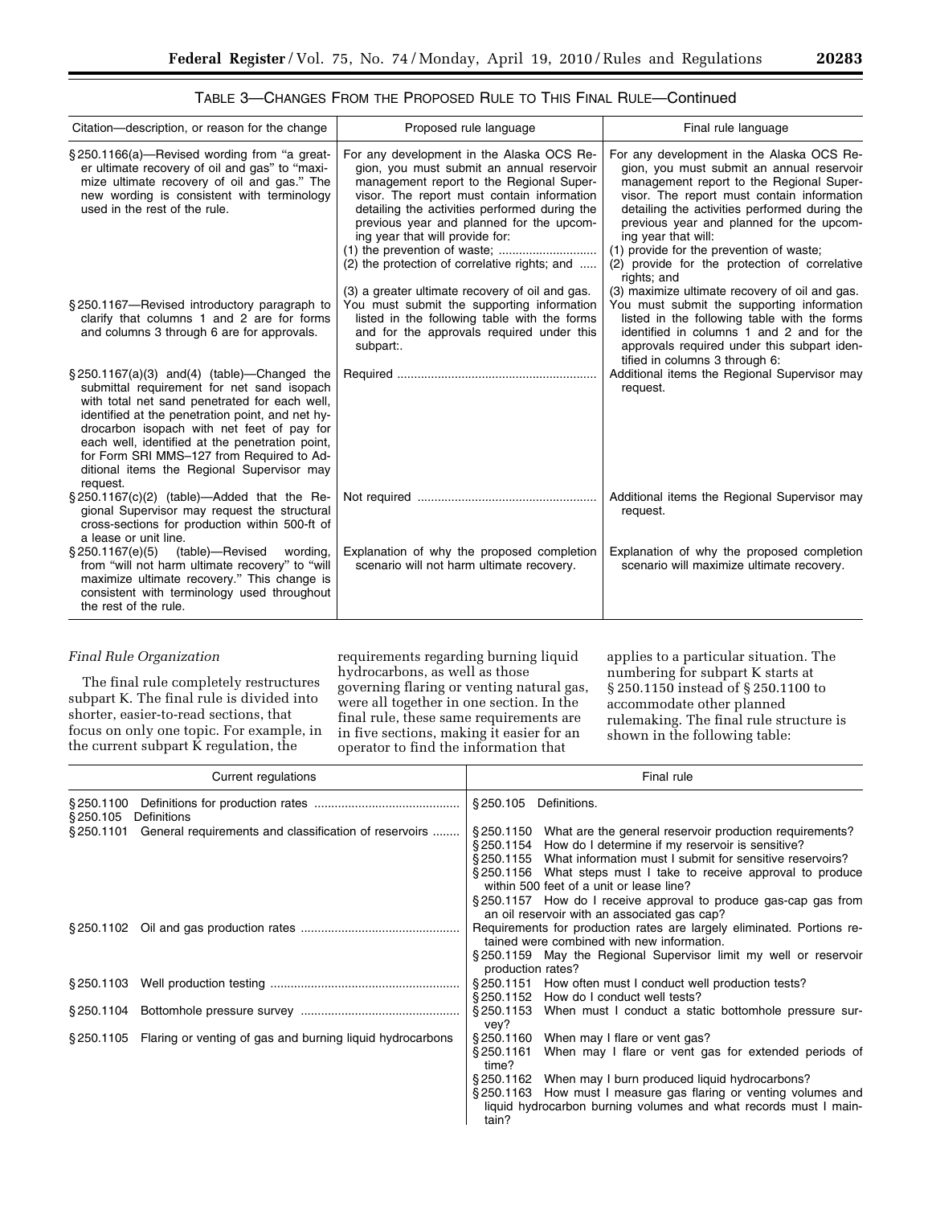TABLE 3—CHANGES FROM THE PROPOSED RULE TO THIS FINAL RULE—Continued

| Citation—description, or reason for the change | Proposed rule language | Final rule language |
| --- | --- | --- |
| §250.1166(a)—Revised wording from "a greater ultimate recovery of oil and gas" to "maximize ultimate recovery of oil and gas." The new wording is consistent with terminology used in the rest of the rule. | For any development in the Alaska OCS Region, you must submit an annual reservoir management report to the Regional Supervisor. The report must contain information detailing the activities performed during the previous year and planned for the upcoming year that will provide for: (1) the prevention of waste; (2) the protection of correlative rights; and (3) a greater ultimate recovery of oil and gas. | For any development in the Alaska OCS Region, you must submit an annual reservoir management report to the Regional Supervisor. The report must contain information detailing the activities performed during the previous year and planned for the upcoming year that will: (1) provide for the prevention of waste; (2) provide for the protection of correlative rights; and (3) maximize ultimate recovery of oil and gas. |
| §250.1167—Revised introductory paragraph to clarify that columns 1 and 2 are for forms and columns 3 through 6 are for approvals. | You must submit the supporting information listed in the following table with the forms and for the approvals required under this subpart:. | You must submit the supporting information listed in the following table with the forms identified in columns 1 and 2 and for the approvals required under this subpart identified in columns 3 through 6: |
| §250.1167(a)(3) and(4) (table)—Changed the submittal requirement for net sand isopach with total net sand penetrated for each well, identified at the penetration point, and net hydrocarbon isopach with net feet of pay for each well, identified at the penetration point, for Form SRI MMS–127 from Required to Additional items the Regional Supervisor may request. | Required | Additional items the Regional Supervisor may request. |
| §250.1167(c)(2) (table)—Added that the Regional Supervisor may request the structural cross-sections for production within 500-ft of a lease or unit line. | Not required | Additional items the Regional Supervisor may request. |
| §250.1167(e)(5) (table)—Revised wording, from "will not harm ultimate recovery" to "will maximize ultimate recovery." This change is consistent with terminology used throughout the rest of the rule. | Explanation of why the proposed completion scenario will not harm ultimate recovery. | Explanation of why the proposed completion scenario will maximize ultimate recovery. |

*Final Rule Organization*

The final rule completely restructures subpart K. The final rule is divided into shorter, easier-to-read sections, that focus on only one topic. For example, in the current subpart K regulation, the requirements regarding burning liquid hydrocarbons, as well as those governing flaring or venting natural gas, were all together in one section. In the final rule, these same requirements are in five sections, making it easier for an operator to find the information that applies to a particular situation. The numbering for subpart K starts at §250.1150 instead of §250.1100 to accommodate other planned rulemaking. The final rule structure is shown in the following table:

| Current regulations | Final rule |
| --- | --- |
| §250.1100 Definitions for production rates<br>§250.105 Definitions | §250.105 Definitions. |
| §250.1101 General requirements and classification of reservoirs | §250.1150 What are the general reservoir production requirements?<br>§250.1154 How do I determine if my reservoir is sensitive?<br>§250.1155 What information must I submit for sensitive reservoirs?<br>§250.1156 What steps must I take to receive approval to produce within 500 feet of a unit or lease line?<br>§250.1157 How do I receive approval to produce gas-cap gas from an oil reservoir with an associated gas cap? |
| §250.1102 Oil and gas production rates | Requirements for production rates are largely eliminated. Portions retained were combined with new information.<br>§250.1159 May the Regional Supervisor limit my well or reservoir production rates? |
| §250.1103 Well production testing | §250.1151 How often must I conduct well production tests?<br>§250.1152 How do I conduct well tests? |
| §250.1104 Bottomhole pressure survey | §250.1153 When must I conduct a static bottomhole pressure survey? |
| §250.1105 Flaring or venting of gas and burning liquid hydrocarbons | §250.1160 When may I flare or vent gas?<br>§250.1161 When may I flare or vent gas for extended periods of time?<br>§250.1162 When may I burn produced liquid hydrocarbons?<br>§250.1163 How must I measure gas flaring or venting volumes and liquid hydrocarbon burning volumes and what records must I maintain? |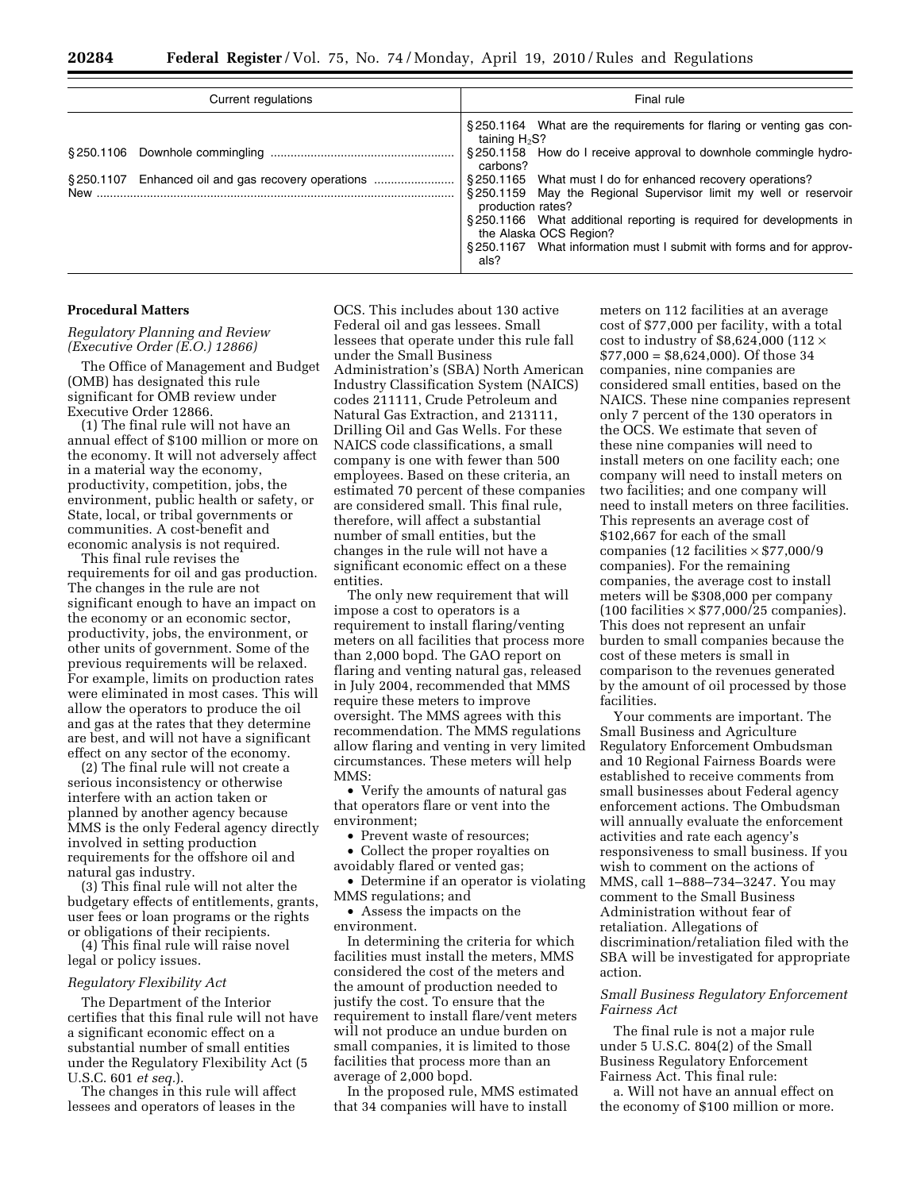| Current regulations | Final rule |
|---|---|
| | §250.1164 What are the requirements for flaring or venting gas containing $H_2S$? |
| §250.1106 Downhole commingling | §250.1158 How do I receive approval to downhole commingle hydrocarbons? |
| §250.1107 Enhanced oil and gas recovery operations | §250.1165 What must I do for enhanced recovery operations? |
| New | §250.1159 May the Regional Supervisor limit my well or reservoir production rates? |
| | §250.1166 What additional reporting is required for developments in the Alaska OCS Region? |
| | §250.1167 What information must I submit with forms and for approvals? |

## Procedural Matters

### *Regulatory Planning and Review (Executive Order (E.O.) 12866)*

The Office of Management and Budget (OMB) has designated this rule significant for OMB review under Executive Order 12866.

(1) The final rule will not have an annual effect of $100 million or more on the economy. It will not adversely affect in a material way the economy, productivity, competition, jobs, the environment, public health or safety, or State, local, or tribal governments or communities. A cost-benefit and economic analysis is not required.

This final rule revises the requirements for oil and gas production. The changes in the rule are not significant enough to have an impact on the economy or an economic sector, productivity, jobs, the environment, or other units of government. Some of the previous requirements will be relaxed. For example, limits on production rates were eliminated in most cases. This will allow the operators to produce the oil and gas at the rates that they determine are best, and will not have a significant effect on any sector of the economy.

(2) The final rule will not create a serious inconsistency or otherwise interfere with an action taken or planned by another agency because MMS is the only Federal agency directly involved in setting production requirements for the offshore oil and natural gas industry.

(3) This final rule will not alter the budgetary effects of entitlements, grants, user fees or loan programs or the rights or obligations of their recipients.

(4) This final rule will raise novel legal or policy issues.

### *Regulatory Flexibility Act*

The Department of the Interior certifies that this final rule will not have a significant economic effect on a substantial number of small entities under the Regulatory Flexibility Act (5 U.S.C. 601 *et seq.*).

The changes in this rule will affect lessees and operators of leases in the OCS. This includes about 130 active Federal oil and gas lessees. Small lessees that operate under this rule fall under the Small Business Administration's (SBA) North American Industry Classification System (NAICS) codes 211111, Crude Petroleum and Natural Gas Extraction, and 213111, Drilling Oil and Gas Wells. For these NAICS code classifications, a small company is one with fewer than 500 employees. Based on these criteria, an estimated 70 percent of these companies are considered small. This final rule, therefore, will affect a substantial number of small entities, but the changes in the rule will not have a significant economic effect on a these entities.

The only new requirement that will impose a cost to operators is a requirement to install flaring/venting meters on all facilities that process more than 2,000 bopd. The GAO report on flaring and venting natural gas, released in July 2004, recommended that MMS require these meters to improve oversight. The MMS agrees with this recommendation. The MMS regulations allow flaring and venting in very limited circumstances. These meters will help MMS:

- Verify the amounts of natural gas that operators flare or vent into the environment;
- Prevent waste of resources;
- Collect the proper royalties on avoidably flared or vented gas;
- Determine if an operator is violating MMS regulations; and
- Assess the impacts on the environment.

In determining the criteria for which facilities must install the meters, MMS considered the cost of the meters and the amount of production needed to justify the cost. To ensure that the requirement to install flare/vent meters will not produce an undue burden on small companies, it is limited to those facilities that process more than an average of 2,000 bopd.

In the proposed rule, MMS estimated that 34 companies will have to install meters on 112 facilities at an average cost of $77,000 per facility, with a total cost to industry of $8,624,000 (112 × $77,000 = $8,624,000). Of those 34 companies, nine companies are considered small entities, based on the NAICS. These nine companies represent only 7 percent of the 130 operators in the OCS. We estimate that seven of these nine companies will need to install meters on one facility each; one company will need to install meters on two facilities; and one company will need to install meters on three facilities. This represents an average cost of $102,667 for each of the small companies (12 facilities × $77,000/9 companies). For the remaining companies, the average cost to install meters will be $308,000 per company (100 facilities × $77,000/25 companies). This does not represent an unfair burden to small companies because the cost of these meters is small in comparison to the revenues generated by the amount of oil processed by those facilities.

Your comments are important. The Small Business and Agriculture Regulatory Enforcement Ombudsman and 10 Regional Fairness Boards were established to receive comments from small businesses about Federal agency enforcement actions. The Ombudsman will annually evaluate the enforcement activities and rate each agency's responsiveness to small business. If you wish to comment on the actions of MMS, call 1–888–734–3247. You may comment to the Small Business Administration without fear of retaliation. Allegations of discrimination/retaliation filed with the SBA will be investigated for appropriate action.

### *Small Business Regulatory Enforcement Fairness Act*

The final rule is not a major rule under 5 U.S.C. 804(2) of the Small Business Regulatory Enforcement Fairness Act. This final rule:

a. Will not have an annual effect on the economy of $100 million or more.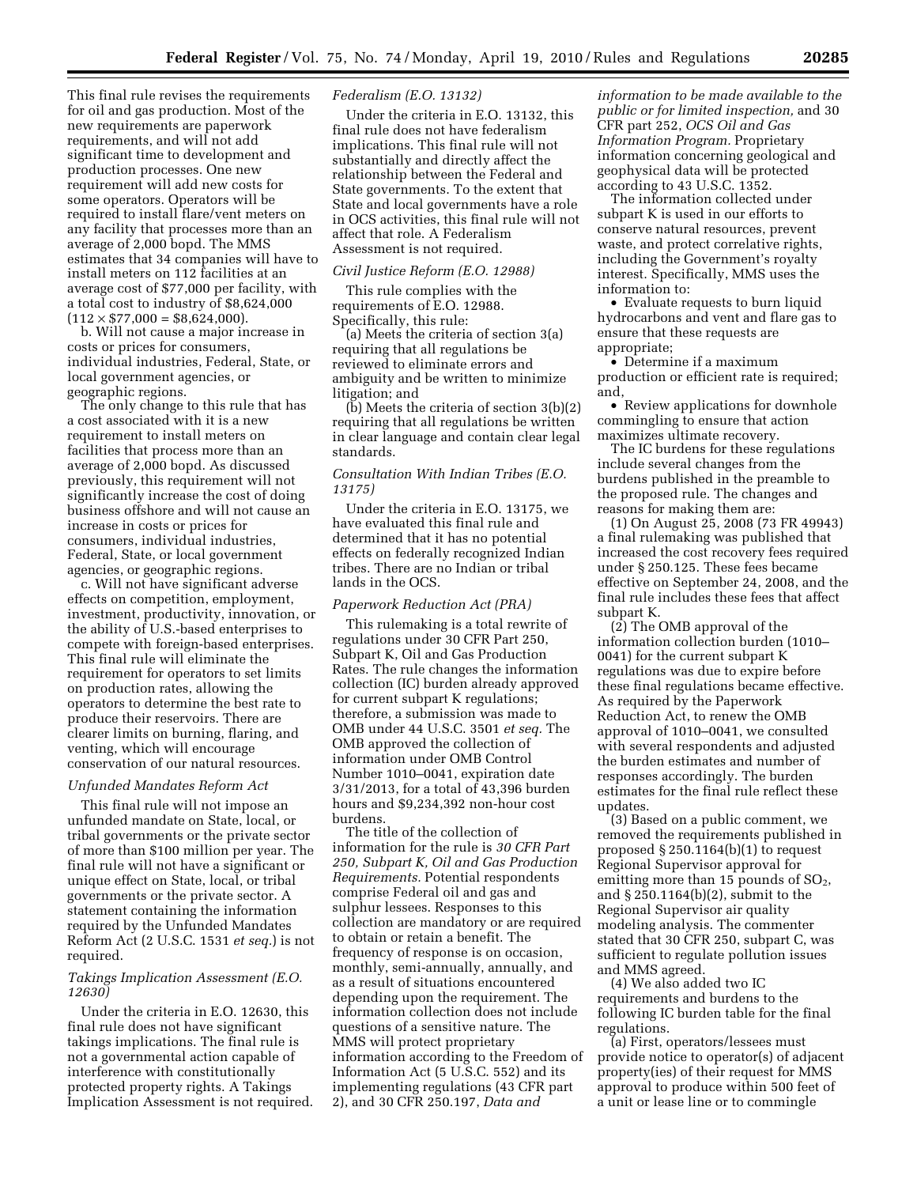This final rule revises the requirements for oil and gas production. Most of the new requirements are paperwork requirements, and will not add significant time to development and production processes. One new requirement will add new costs for some operators. Operators will be required to install flare/vent meters on any facility that processes more than an average of 2,000 bopd. The MMS estimates that 34 companies will have to install meters on 112 facilities at an average cost of $77,000 per facility, with a total cost to industry of $8,624,000 ($112 \times \$77{,}000 = \$8{,}624{,}000$).

b. Will not cause a major increase in costs or prices for consumers, individual industries, Federal, State, or local government agencies, or geographic regions.

The only change to this rule that has a cost associated with it is a new requirement to install meters on facilities that process more than an average of 2,000 bopd. As discussed previously, this requirement will not significantly increase the cost of doing business offshore and will not cause an increase in costs or prices for consumers, individual industries, Federal, State, or local government agencies, or geographic regions.

c. Will not have significant adverse effects on competition, employment, investment, productivity, innovation, or the ability of U.S.-based enterprises to compete with foreign-based enterprises. This final rule will eliminate the requirement for operators to set limits on production rates, allowing the operators to determine the best rate to produce their reservoirs. There are clearer limits on burning, flaring, and venting, which will encourage conservation of our natural resources.

*Unfunded Mandates Reform Act*

This final rule will not impose an unfunded mandate on State, local, or tribal governments or the private sector of more than $100 million per year. The final rule will not have a significant or unique effect on State, local, or tribal governments or the private sector. A statement containing the information required by the Unfunded Mandates Reform Act (2 U.S.C. 1531 *et seq.*) is not required.

*Takings Implication Assessment (E.O. 12630)*

Under the criteria in E.O. 12630, this final rule does not have significant takings implications. The final rule is not a governmental action capable of interference with constitutionally protected property rights. A Takings Implication Assessment is not required.

*Federalism (E.O. 13132)*

Under the criteria in E.O. 13132, this final rule does not have federalism implications. This final rule will not substantially and directly affect the relationship between the Federal and State governments. To the extent that State and local governments have a role in OCS activities, this final rule will not affect that role. A Federalism Assessment is not required.

*Civil Justice Reform (E.O. 12988)*

This rule complies with the requirements of E.O. 12988. Specifically, this rule:

(a) Meets the criteria of section 3(a) requiring that all regulations be reviewed to eliminate errors and ambiguity and be written to minimize litigation; and

(b) Meets the criteria of section 3(b)(2) requiring that all regulations be written in clear language and contain clear legal standards.

*Consultation With Indian Tribes (E.O. 13175)*

Under the criteria in E.O. 13175, we have evaluated this final rule and determined that it has no potential effects on federally recognized Indian tribes. There are no Indian or tribal lands in the OCS.

*Paperwork Reduction Act (PRA)*

This rulemaking is a total rewrite of regulations under 30 CFR Part 250, Subpart K, Oil and Gas Production Rates. The rule changes the information collection (IC) burden already approved for current subpart K regulations; therefore, a submission was made to OMB under 44 U.S.C. 3501 *et seq.* The OMB approved the collection of information under OMB Control Number 1010–0041, expiration date 3/31/2013, for a total of 43,396 burden hours and $9,234,392 non-hour cost burdens.

The title of the collection of information for the rule is *30 CFR Part 250, Subpart K, Oil and Gas Production Requirements.* Potential respondents comprise Federal oil and gas and sulphur lessees. Responses to this collection are mandatory or are required to obtain or retain a benefit. The frequency of response is on occasion, monthly, semi-annually, annually, and as a result of situations encountered depending upon the requirement. The information collection does not include questions of a sensitive nature. The MMS will protect proprietary information according to the Freedom of Information Act (5 U.S.C. 552) and its implementing regulations (43 CFR part 2), and 30 CFR 250.197, *Data and information to be made available to the public or for limited inspection,* and 30 CFR part 252, *OCS Oil and Gas Information Program.* Proprietary information concerning geological and geophysical data will be protected according to 43 U.S.C. 1352.

The information collected under subpart K is used in our efforts to conserve natural resources, prevent waste, and protect correlative rights, including the Government's royalty interest. Specifically, MMS uses the information to:

- Evaluate requests to burn liquid hydrocarbons and vent and flare gas to ensure that these requests are appropriate;
- Determine if a maximum production or efficient rate is required; and,
- Review applications for downhole commingling to ensure that action maximizes ultimate recovery.

The IC burdens for these regulations include several changes from the burdens published in the preamble to the proposed rule. The changes and reasons for making them are:

(1) On August 25, 2008 (73 FR 49943) a final rulemaking was published that increased the cost recovery fees required under § 250.125. These fees became effective on September 24, 2008, and the final rule includes these fees that affect subpart K.

(2) The OMB approval of the information collection burden (1010–0041) for the current subpart K regulations was due to expire before these final regulations became effective. As required by the Paperwork Reduction Act, to renew the OMB approval of 1010–0041, we consulted with several respondents and adjusted the burden estimates and number of responses accordingly. The burden estimates for the final rule reflect these updates.

(3) Based on a public comment, we removed the requirements published in proposed § 250.1164(b)(1) to request Regional Supervisor approval for emitting more than 15 pounds of $SO_2$, and § 250.1164(b)(2), submit to the Regional Supervisor air quality modeling analysis. The commenter stated that 30 CFR 250, subpart C, was sufficient to regulate pollution issues and MMS agreed.

(4) We also added two IC requirements and burdens to the following IC burden table for the final regulations.

(a) First, operators/lessees must provide notice to operator(s) of adjacent property(ies) of their request for MMS approval to produce within 500 feet of a unit or lease line or to commingle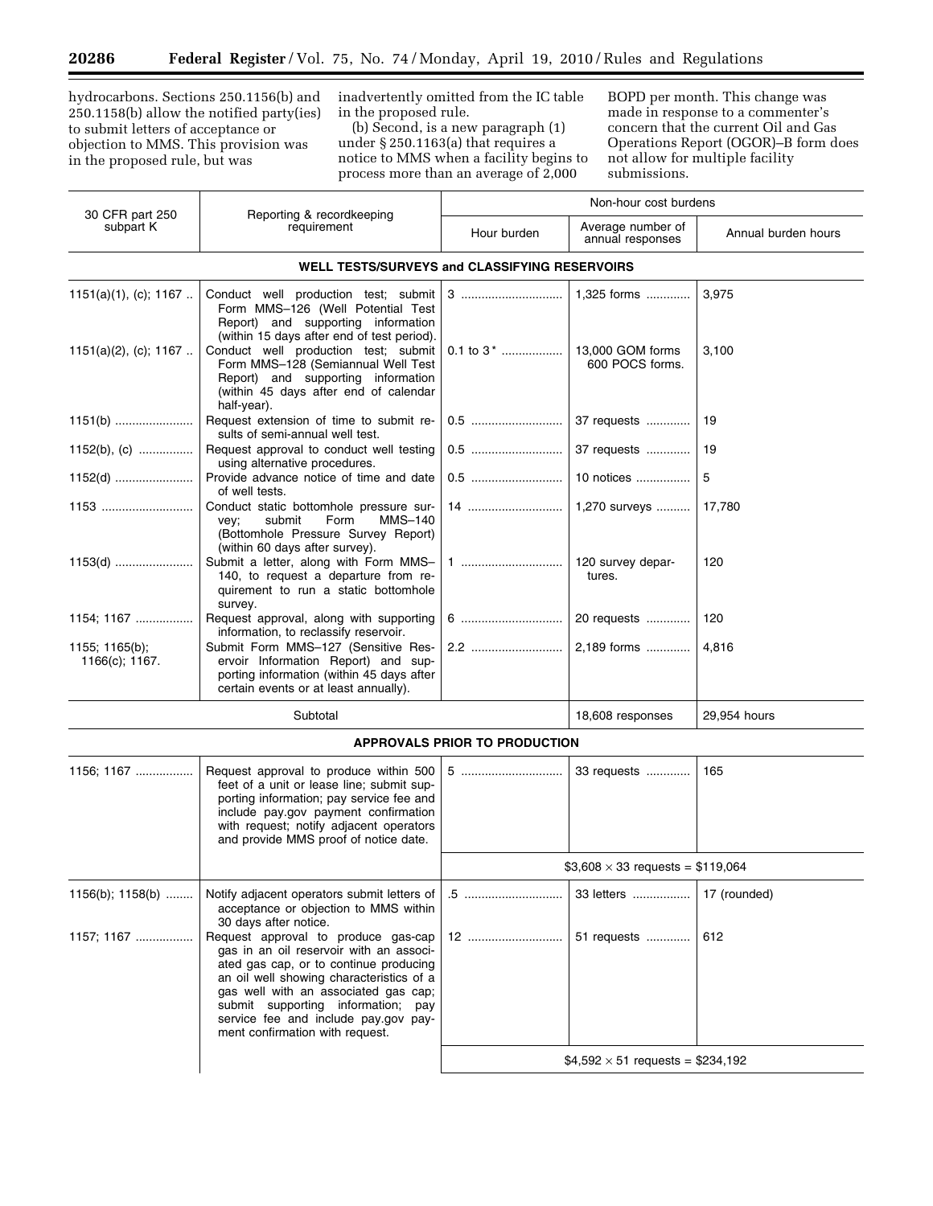hydrocarbons. Sections 250.1156(b) and 250.1158(b) allow the notified party(ies) to submit letters of acceptance or objection to MMS. This provision was in the proposed rule, but was inadvertently omitted from the IC table in the proposed rule.

(b) Second, is a new paragraph (1) under § 250.1163(a) that requires a notice to MMS when a facility begins to process more than an average of 2,000 BOPD per month. This change was made in response to a commenter's concern that the current Oil and Gas Operations Report (OGOR)–B form does not allow for multiple facility submissions.

| 30 CFR part 250 subpart K | Reporting & recordkeeping requirement | Non-hour cost burdens | | |
|---|---|---|---|---|
| | | Hour burden | Average number of annual responses | Annual burden hours |
| **WELL TESTS/SURVEYS and CLASSIFYING RESERVOIRS** | | | | |
| 1151(a)(1), (c); 1167 | Conduct well production test; submit Form MMS–126 (Well Potential Test Report) and supporting information (within 15 days after end of test period). | 3 | 1,325 forms | 3,975 |
| 1151(a)(2), (c); 1167 | Conduct well production test; submit Form MMS–128 (Semiannual Well Test Report) and supporting information (within 45 days after end of calendar half-year). | 0.1 to 3* | 13,000 GOM forms 600 POCS forms. | 3,100 |
| 1151(b) | Request extension of time to submit results of semi-annual well test. | 0.5 | 37 requests | 19 |
| 1152(b), (c) | Request approval to conduct well testing using alternative procedures. | 0.5 | 37 requests | 19 |
| 1152(d) | Provide advance notice of time and date of well tests. | 0.5 | 10 notices | 5 |
| 1153 | Conduct static bottomhole pressure survey; submit Form MMS–140 (Bottomhole Pressure Survey Report) (within 60 days after survey). | 14 | 1,270 surveys | 17,780 |
| 1153(d) | Submit a letter, along with Form MMS–140, to request a departure from requirement to run a static bottomhole survey. | 1 | 120 survey departures. | 120 |
| 1154; 1167 | Request approval, along with supporting information, to reclassify reservoir. | 6 | 20 requests | 120 |
| 1155; 1165(b); 1166(c); 1167. | Submit Form MMS–127 (Sensitive Reservoir Information Report) and supporting information (within 45 days after certain events or at least annually). | 2.2 | 2,189 forms | 4,816 |
| Subtotal | | | 18,608 responses | 29,954 hours |
| **APPROVALS PRIOR TO PRODUCTION** | | | | |
| 1156; 1167 | Request approval to produce within 500 feet of a unit or lease line; submit supporting information; pay service fee and include pay.gov payment confirmation with request; notify adjacent operators and provide MMS proof of notice date. | 5 | 33 requests | 165 |
| | | $3,608 × 33 requests = $119,064 | | |
| 1156(b); 1158(b) | Notify adjacent operators submit letters of acceptance or objection to MMS within 30 days after notice. | .5 | 33 letters | 17 (rounded) |
| 1157; 1167 | Request approval to produce gas-cap gas in an oil reservoir with an associated gas cap, or to continue producing an oil well showing characteristics of a gas well with an associated gas cap; submit supporting information; pay service fee and include pay.gov payment confirmation with request. | 12 | 51 requests | 612 |
| | | $4,592 × 51 requests = $234,192 | | |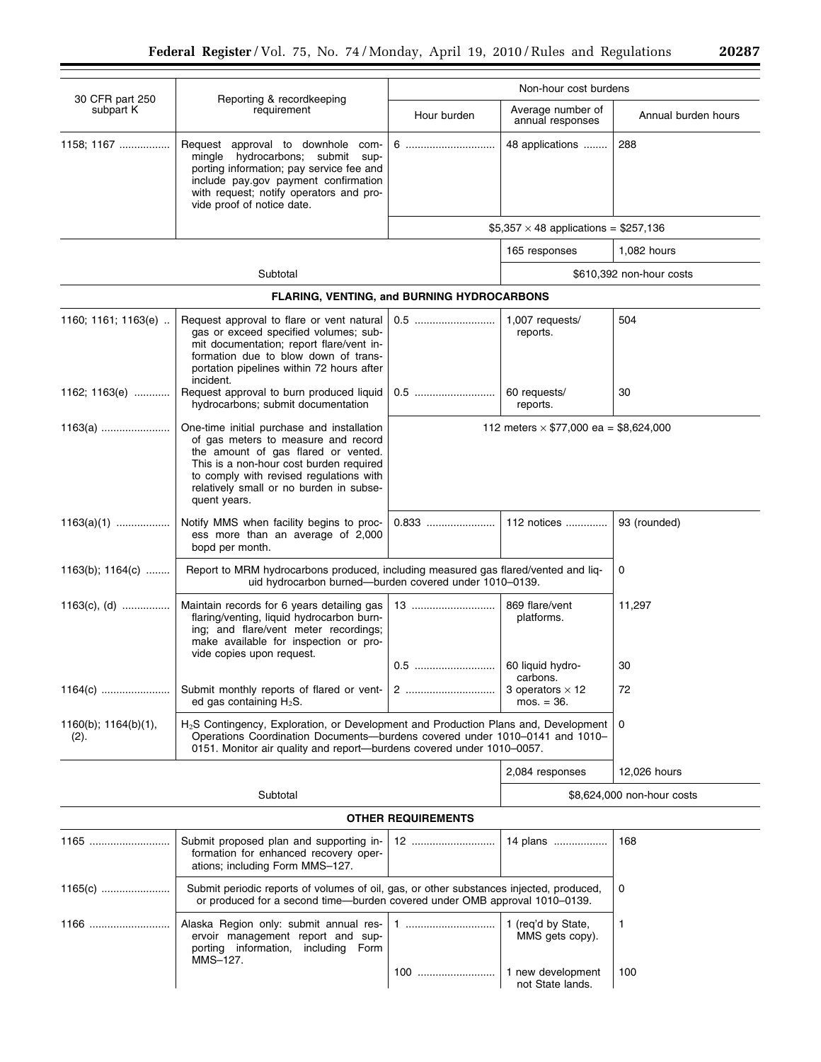| 30 CFR part 250 subpart K | Reporting & recordkeeping requirement | Hour burden | Average number of annual responses | Annual burden hours |
|---|---|---|---|---|
| | | Non-hour cost burdens | | |
| 1158; 1167 | Request approval to downhole commingle hydrocarbons; submit supporting information; pay service fee and include pay.gov payment confirmation with request; notify operators and provide proof of notice date. | 6 | 48 applications | 288 |
| | | $5,357 × 48 applications = $257,136 | | |
| | | | 165 responses | 1,082 hours |
| Subtotal | | | $610,392 non-hour costs | |
| **FLARING, VENTING, and BURNING HYDROCARBONS** | | | | |
| 1160; 1161; 1163(e) | Request approval to flare or vent natural gas or exceed specified volumes; submit documentation; report flare/vent information due to blow down of transportation pipelines within 72 hours after incident. | 0.5 | 1,007 requests/reports. | 504 |
| 1162; 1163(e) | Request approval to burn produced liquid hydrocarbons; submit documentation | 0.5 | 60 requests/reports. | 30 |
| 1163(a) | One-time initial purchase and installation of gas meters to measure and record the amount of gas flared or vented. This is a non-hour cost burden required to comply with revised regulations with relatively small or no burden in subsequent years. | 112 meters × $77,000 ea = $8,624,000 | | |
| 1163(a)(1) | Notify MMS when facility begins to process more than an average of 2,000 bopd per month. | 0.833 | 112 notices | 93 (rounded) |
| 1163(b); 1164(c) | Report to MRM hydrocarbons produced, including measured gas flared/vented and liquid hydrocarbon burned—burden covered under 1010–0139. | | | 0 |
| 1163(c), (d) | Maintain records for 6 years detailing gas flaring/venting, liquid hydrocarbon burning; and flare/vent meter recordings; make available for inspection or provide copies upon request. | 13 | 869 flare/vent platforms. | 11,297 |
| | | 0.5 | 60 liquid hydrocarbons. | 30 |
| 1164(c) | Submit monthly reports of flared or vented gas containing $H_2S$. | 2 | 3 operators × 12 mos. = 36. | 72 |
| 1160(b); 1164(b)(1), (2). | $H_2S$ Contingency, Exploration, or Development and Production Plans and, Development Operations Coordination Documents—burdens covered under 1010–0141 and 1010–0151. Monitor air quality and report—burdens covered under 1010–0057. | | | 0 |
| | | | 2,084 responses | 12,026 hours |
| Subtotal | | | $8,624,000 non-hour costs | |
| **OTHER REQUIREMENTS** | | | | |
| 1165 | Submit proposed plan and supporting information for enhanced recovery operations; including Form MMS–127. | 12 | 14 plans | 168 |
| 1165(c) | Submit periodic reports of volumes of oil, gas, or other substances injected, produced, or produced for a second time—burden covered under OMB approval 1010–0139. | | | 0 |
| 1166 | Alaska Region only: submit annual reservoir management report and supporting information, including Form MMS–127. | 1 | 1 (req'd by State, MMS gets copy). | 1 |
| | | 100 | 1 new development not State lands. | 100 |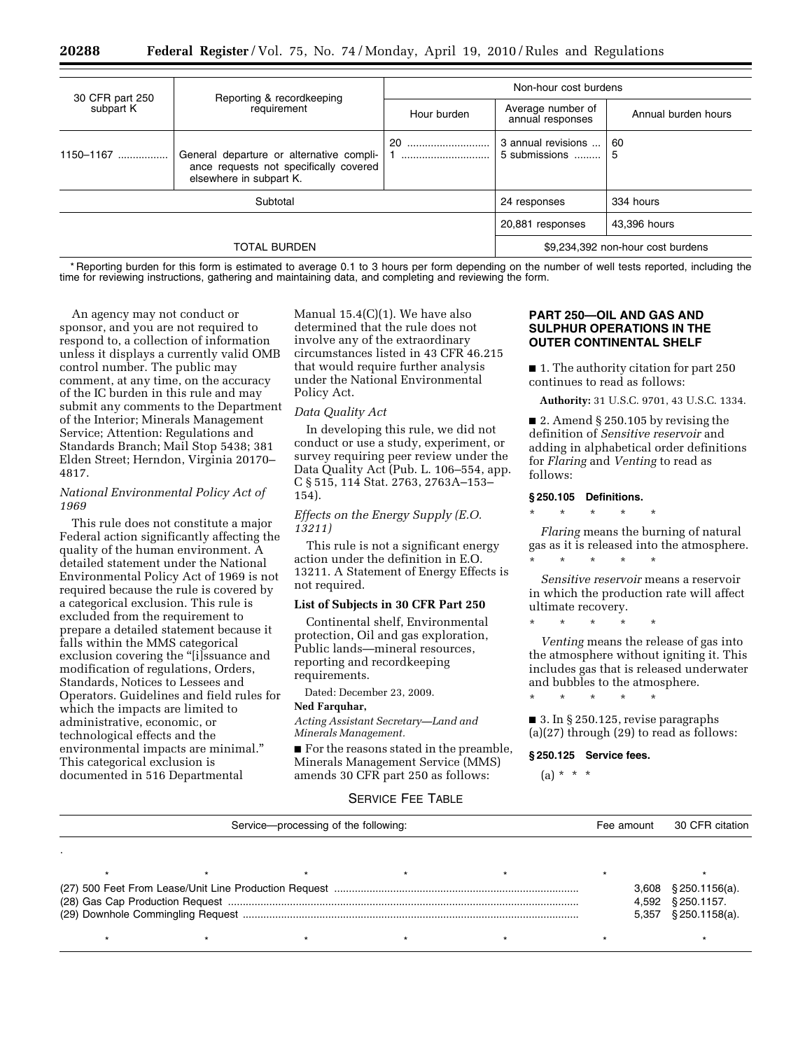| 30 CFR part 250 subpart K | Reporting & recordkeeping requirement | Non-hour cost burdens | | |
|---|---|---|---|---|
| | | Hour burden | Average number of annual responses | Annual burden hours |
| 1150–1167 | General departure or alternative compliance requests not specifically covered elsewhere in subpart K. | 20<br>1 | 3 annual revisions<br>5 submissions | 60<br>5 |
| Subtotal | | | 24 responses | 334 hours |
| | | | 20,881 responses | 43,396 hours |
| TOTAL BURDEN | | | $9,234,392 non-hour cost burdens | |

* Reporting burden for this form is estimated to average 0.1 to 3 hours per form depending on the number of well tests reported, including the time for reviewing instructions, gathering and maintaining data, and completing and reviewing the form.

An agency may not conduct or sponsor, and you are not required to respond to, a collection of information unless it displays a currently valid OMB control number. The public may comment, at any time, on the accuracy of the IC burden in this rule and may submit any comments to the Department of the Interior; Minerals Management Service; Attention: Regulations and Standards Branch; Mail Stop 5438; 381 Elden Street; Herndon, Virginia 20170–4817.

*National Environmental Policy Act of 1969*

This rule does not constitute a major Federal action significantly affecting the quality of the human environment. A detailed statement under the National Environmental Policy Act of 1969 is not required because the rule is covered by a categorical exclusion. This rule is excluded from the requirement to prepare a detailed statement because it falls within the MMS categorical exclusion covering the "[i]ssuance and modification of regulations, Orders, Standards, Notices to Lessees and Operators. Guidelines and field rules for which the impacts are limited to administrative, economic, or technological effects and the environmental impacts are minimal." This categorical exclusion is documented in 516 Departmental Manual 15.4(C)(1). We have also determined that the rule does not involve any of the extraordinary circumstances listed in 43 CFR 46.215 that would require further analysis under the National Environmental Policy Act.

*Data Quality Act*

In developing this rule, we did not conduct or use a study, experiment, or survey requiring peer review under the Data Quality Act (Pub. L. 106–554, app. C § 515, 114 Stat. 2763, 2763A–153–154).

*Effects on the Energy Supply (E.O. 13211)*

This rule is not a significant energy action under the definition in E.O. 13211. A Statement of Energy Effects is not required.

**List of Subjects in 30 CFR Part 250**

Continental shelf, Environmental protection, Oil and gas exploration, Public lands—mineral resources, reporting and recordkeeping requirements.

Dated: December 23, 2009.

**Ned Farquhar,**

*Acting Assistant Secretary—Land and Minerals Management.*

■ For the reasons stated in the preamble, Minerals Management Service (MMS) amends 30 CFR part 250 as follows:

**PART 250—OIL AND GAS AND SULPHUR OPERATIONS IN THE OUTER CONTINENTAL SHELF**

■ 1. The authority citation for part 250 continues to read as follows:

**Authority:** 31 U.S.C. 9701, 43 U.S.C. 1334.

■ 2. Amend § 250.105 by revising the definition of *Sensitive reservoir* and adding in alphabetical order definitions for *Flaring* and *Venting* to read as follows:

**§ 250.105 Definitions.**

\* \* \* \* \*

*Flaring* means the burning of natural gas as it is released into the atmosphere.

\* \* \* \* \*

*Sensitive reservoir* means a reservoir in which the production rate will affect ultimate recovery.

\* \* \* \* \*

*Venting* means the release of gas into the atmosphere without igniting it. This includes gas that is released underwater and bubbles to the atmosphere.

\* \* \* \* \*

■ 3. In § 250.125, revise paragraphs (a)(27) through (29) to read as follows:

**§ 250.125 Service fees.**

(a) \* \* \*

SERVICE FEE TABLE

| Service—processing of the following: | Fee amount | 30 CFR citation |
|---|---|---|
| \* \* \* \* \* | \* | \* |
| (27) 500 Feet From Lease/Unit Line Production Request | 3,608 | § 250.1156(a). |
| (28) Gas Cap Production Request | 4,592 | § 250.1157. |
| (29) Downhole Commingling Request | 5,357 | § 250.1158(a). |
| \* \* \* \* \* | \* | \* |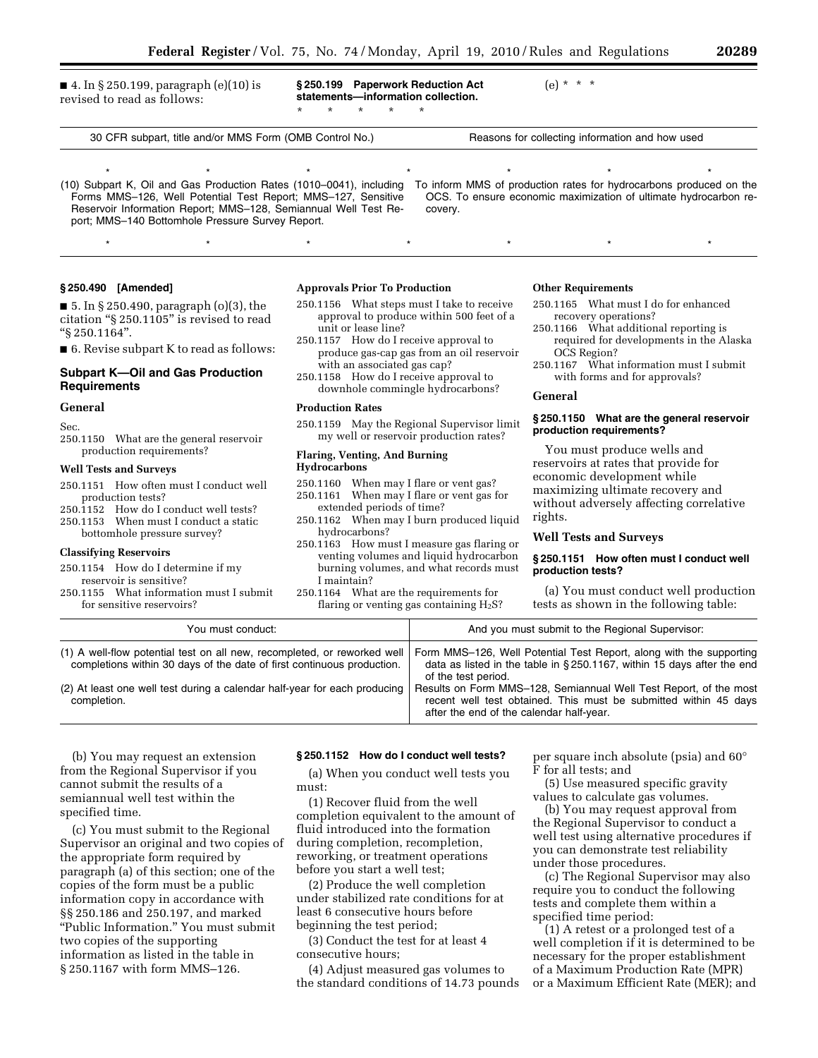■ 4. In § 250.199, paragraph (e)(10) is revised to read as follows:

**§ 250.199 Paperwork Reduction Act statements—information collection.**

\* \* \* \* \*

(e) \* \* \*

| 30 CFR subpart, title and/or MMS Form (OMB Control No.) | Reasons for collecting information and how used |
|---|---|
| \* \* \* \* | \* \* \* |
| (10) Subpart K, Oil and Gas Production Rates (1010–0041), including Forms MMS–126, Well Potential Test Report; MMS–127, Sensitive Reservoir Information Report; MMS–128, Semiannual Well Test Report; MMS–140 Bottomhole Pressure Survey Report. | To inform MMS of production rates for hydrocarbons produced on the OCS. To ensure economic maximization of ultimate hydrocarbon recovery. |
| \* \* \* \* | \* \* \* |

**§ 250.490 [Amended]**

■ 5. In § 250.490, paragraph (o)(3), the citation "§ 250.1105" is revised to read "§ 250.1164".

■ 6. Revise subpart K to read as follows:

## Subpart K—Oil and Gas Production Requirements

### General

Sec.
250.1150 What are the general reservoir production requirements?

### Well Tests and Surveys

250.1151 How often must I conduct well production tests?
250.1152 How do I conduct well tests?
250.1153 When must I conduct a static bottomhole pressure survey?

### Classifying Reservoirs

250.1154 How do I determine if my reservoir is sensitive?
250.1155 What information must I submit for sensitive reservoirs?

### Approvals Prior To Production

250.1156 What steps must I take to receive approval to produce within 500 feet of a unit or lease line?
250.1157 How do I receive approval to produce gas-cap gas from an oil reservoir with an associated gas cap?
250.1158 How do I receive approval to downhole commingle hydrocarbons?

### Production Rates

250.1159 May the Regional Supervisor limit my well or reservoir production rates?

### Flaring, Venting, And Burning Hydrocarbons

250.1160 When may I flare or vent gas?
250.1161 When may I flare or vent gas for extended periods of time?
250.1162 When may I burn produced liquid hydrocarbons?
250.1163 How must I measure gas flaring or venting volumes and liquid hydrocarbon burning volumes, and what records must I maintain?
250.1164 What are the requirements for flaring or venting gas containing $H_2S$?

### Other Requirements

250.1165 What must I do for enhanced recovery operations?
250.1166 What additional reporting is required for developments in the Alaska OCS Region?
250.1167 What information must I submit with forms and for approvals?

### General

**§ 250.1150 What are the general reservoir production requirements?**

You must produce wells and reservoirs at rates that provide for economic development while maximizing ultimate recovery and without adversely affecting correlative rights.

### Well Tests and Surveys

**§ 250.1151 How often must I conduct well production tests?**

(a) You must conduct well production tests as shown in the following table:

| You must conduct: | And you must submit to the Regional Supervisor: |
|---|---|
| (1) A well-flow potential test on all new, recompleted, or reworked well completions within 30 days of the date of first continuous production. | Form MMS–126, Well Potential Test Report, along with the supporting data as listed in the table in § 250.1167, within 15 days after the end of the test period. |
| (2) At least one well test during a calendar half-year for each producing completion. | Results on Form MMS–128, Semiannual Well Test Report, of the most recent well test obtained. This must be submitted within 45 days after the end of the calendar half-year. |

(b) You may request an extension from the Regional Supervisor if you cannot submit the results of a semiannual well test within the specified time.

(c) You must submit to the Regional Supervisor an original and two copies of the appropriate form required by paragraph (a) of this section; one of the copies of the form must be a public information copy in accordance with §§ 250.186 and 250.197, and marked "Public Information." You must submit two copies of the supporting information as listed in the table in § 250.1167 with form MMS–126.

**§ 250.1152 How do I conduct well tests?**

(a) When you conduct well tests you must:

(1) Recover fluid from the well completion equivalent to the amount of fluid introduced into the formation during completion, recompletion, reworking, or treatment operations before you start a well test;

(2) Produce the well completion under stabilized rate conditions for at least 6 consecutive hours before beginning the test period;

(3) Conduct the test for at least 4 consecutive hours;

(4) Adjust measured gas volumes to the standard conditions of 14.73 pounds per square inch absolute (psia) and 60° F for all tests; and

(5) Use measured specific gravity values to calculate gas volumes.

(b) You may request approval from the Regional Supervisor to conduct a well test using alternative procedures if you can demonstrate test reliability under those procedures.

(c) The Regional Supervisor may also require you to conduct the following tests and complete them within a specified time period:

(1) A retest or a prolonged test of a well completion if it is determined to be necessary for the proper establishment of a Maximum Production Rate (MPR) or a Maximum Efficient Rate (MER); and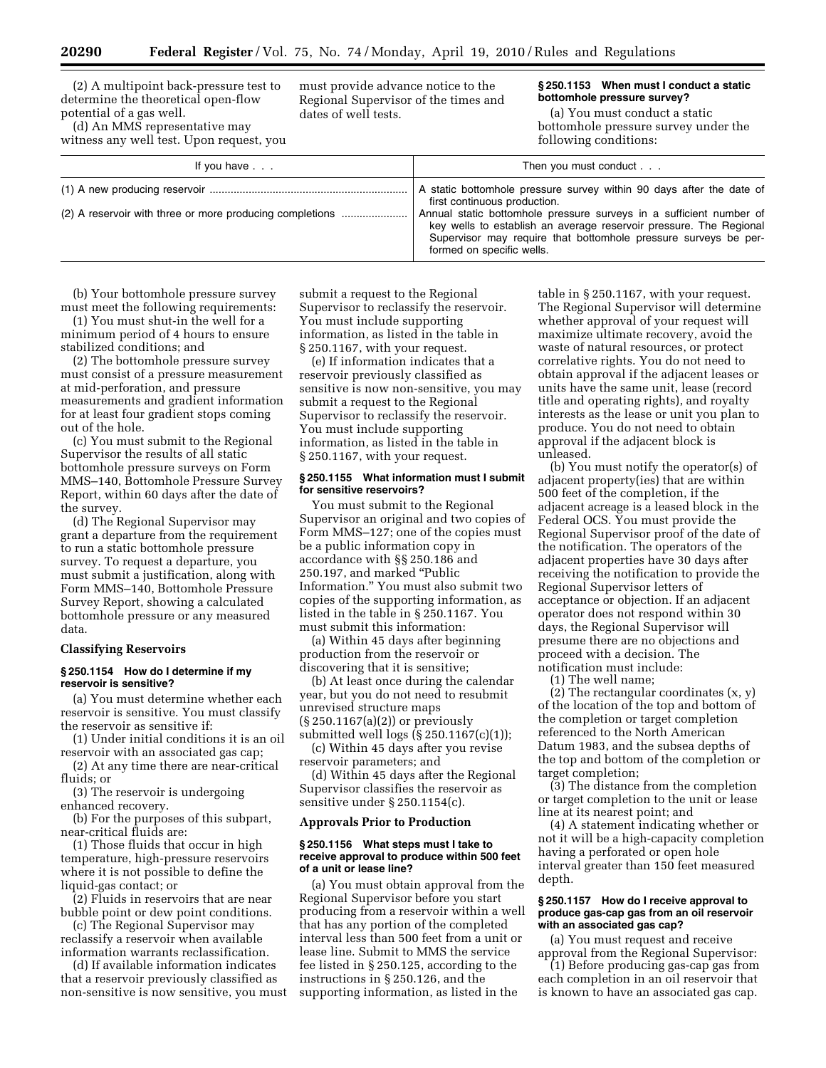(2) A multipoint back-pressure test to determine the theoretical open-flow potential of a gas well.

(d) An MMS representative may witness any well test. Upon request, you must provide advance notice to the Regional Supervisor of the times and dates of well tests.

**§ 250.1153 When must I conduct a static bottomhole pressure survey?**

(a) You must conduct a static bottomhole pressure survey under the following conditions:

| If you have . . . | Then you must conduct . . . |
| --- | --- |
| (1) A new producing reservoir | A static bottomhole pressure survey within 90 days after the date of first continuous production. |
| (2) A reservoir with three or more producing completions | Annual static bottomhole pressure surveys in a sufficient number of key wells to establish an average reservoir pressure. The Regional Supervisor may require that bottomhole pressure surveys be performed on specific wells. |

(b) Your bottomhole pressure survey must meet the following requirements:

(1) You must shut-in the well for a minimum period of 4 hours to ensure stabilized conditions; and

(2) The bottomhole pressure survey must consist of a pressure measurement at mid-perforation, and pressure measurements and gradient information for at least four gradient stops coming out of the hole.

(c) You must submit to the Regional Supervisor the results of all static bottomhole pressure surveys on Form MMS–140, Bottomhole Pressure Survey Report, within 60 days after the date of the survey.

(d) The Regional Supervisor may grant a departure from the requirement to run a static bottomhole pressure survey. To request a departure, you must submit a justification, along with Form MMS–140, Bottomhole Pressure Survey Report, showing a calculated bottomhole pressure or any measured data.

**Classifying Reservoirs**

**§ 250.1154 How do I determine if my reservoir is sensitive?**

(a) You must determine whether each reservoir is sensitive. You must classify the reservoir as sensitive if:

(1) Under initial conditions it is an oil reservoir with an associated gas cap;

(2) At any time there are near-critical fluids; or

(3) The reservoir is undergoing enhanced recovery.

(b) For the purposes of this subpart, near-critical fluids are:

(1) Those fluids that occur in high temperature, high-pressure reservoirs where it is not possible to define the liquid-gas contact; or

(2) Fluids in reservoirs that are near bubble point or dew point conditions.

(c) The Regional Supervisor may reclassify a reservoir when available information warrants reclassification.

(d) If available information indicates that a reservoir previously classified as non-sensitive is now sensitive, you must submit a request to the Regional Supervisor to reclassify the reservoir. You must include supporting information, as listed in the table in § 250.1167, with your request.

(e) If information indicates that a reservoir previously classified as sensitive is now non-sensitive, you may submit a request to the Regional Supervisor to reclassify the reservoir. You must include supporting information, as listed in the table in § 250.1167, with your request.

**§ 250.1155 What information must I submit for sensitive reservoirs?**

You must submit to the Regional Supervisor an original and two copies of Form MMS–127; one of the copies must be a public information copy in accordance with §§ 250.186 and 250.197, and marked "Public Information." You must also submit two copies of the supporting information, as listed in the table in § 250.1167. You must submit this information:

(a) Within 45 days after beginning production from the reservoir or discovering that it is sensitive;

(b) At least once during the calendar year, but you do not need to resubmit unrevised structure maps (§ 250.1167(a)(2)) or previously submitted well logs (§ 250.1167(c)(1));

(c) Within 45 days after you revise reservoir parameters; and

(d) Within 45 days after the Regional Supervisor classifies the reservoir as sensitive under § 250.1154(c).

**Approvals Prior to Production**

**§ 250.1156 What steps must I take to receive approval to produce within 500 feet of a unit or lease line?**

(a) You must obtain approval from the Regional Supervisor before you start producing from a reservoir within a well that has any portion of the completed interval less than 500 feet from a unit or lease line. Submit to MMS the service fee listed in § 250.125, according to the instructions in § 250.126, and the supporting information, as listed in the table in § 250.1167, with your request. The Regional Supervisor will determine whether approval of your request will maximize ultimate recovery, avoid the waste of natural resources, or protect correlative rights. You do not need to obtain approval if the adjacent leases or units have the same unit, lease (record title and operating rights), and royalty interests as the lease or unit you plan to produce. You do not need to obtain approval if the adjacent block is unleased.

(b) You must notify the operator(s) of adjacent property(ies) that are within 500 feet of the completion, if the adjacent acreage is a leased block in the Federal OCS. You must provide the Regional Supervisor proof of the date of the notification. The operators of the adjacent properties have 30 days after receiving the notification to provide the Regional Supervisor letters of acceptance or objection. If an adjacent operator does not respond within 30 days, the Regional Supervisor will presume there are no objections and proceed with a decision. The notification must include:

(1) The well name;

(2) The rectangular coordinates (x, y) of the location of the top and bottom of the completion or target completion referenced to the North American Datum 1983, and the subsea depths of the top and bottom of the completion or target completion;

(3) The distance from the completion or target completion to the unit or lease line at its nearest point; and

(4) A statement indicating whether or not it will be a high-capacity completion having a perforated or open hole interval greater than 150 feet measured depth.

**§ 250.1157 How do I receive approval to produce gas-cap gas from an oil reservoir with an associated gas cap?**

(a) You must request and receive approval from the Regional Supervisor:

(1) Before producing gas-cap gas from each completion in an oil reservoir that is known to have an associated gas cap.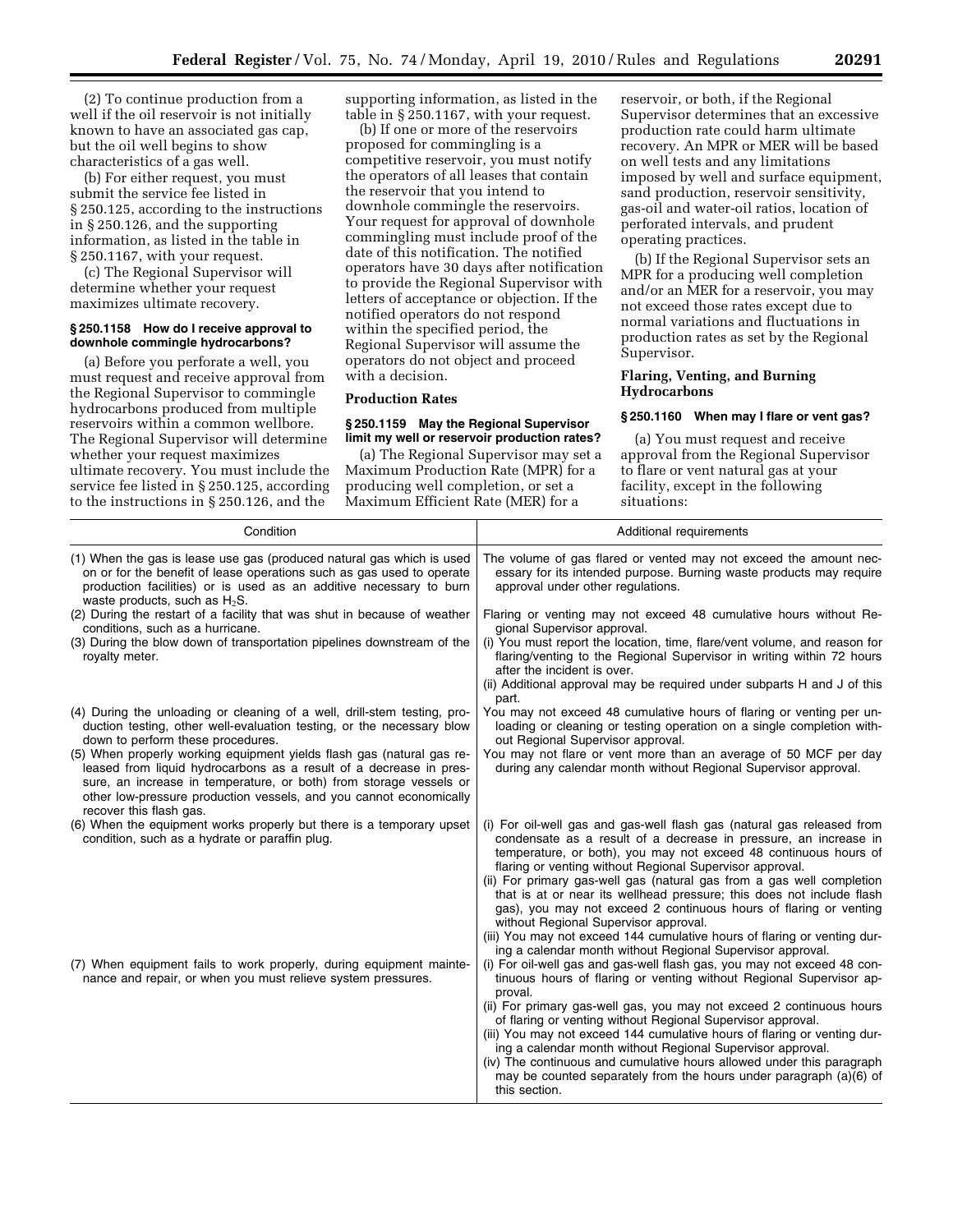(2) To continue production from a well if the oil reservoir is not initially known to have an associated gas cap, but the oil well begins to show characteristics of a gas well.

(b) For either request, you must submit the service fee listed in § 250.125, according to the instructions in § 250.126, and the supporting information, as listed in the table in § 250.1167, with your request.

(c) The Regional Supervisor will determine whether your request maximizes ultimate recovery.

#### § 250.1158 How do I receive approval to downhole commingle hydrocarbons?

(a) Before you perforate a well, you must request and receive approval from the Regional Supervisor to commingle hydrocarbons produced from multiple reservoirs within a common wellbore. The Regional Supervisor will determine whether your request maximizes ultimate recovery. You must include the service fee listed in § 250.125, according to the instructions in § 250.126, and the supporting information, as listed in the table in § 250.1167, with your request.

(b) If one or more of the reservoirs proposed for commingling is a competitive reservoir, you must notify the operators of all leases that contain the reservoir that you intend to downhole commingle the reservoirs. Your request for approval of downhole commingling must include proof of the date of this notification. The notified operators have 30 days after notification to provide the Regional Supervisor with letters of acceptance or objection. If the notified operators do not respond within the specified period, the Regional Supervisor will assume the operators do not object and proceed with a decision.

### Production Rates

#### § 250.1159 May the Regional Supervisor limit my well or reservoir production rates?

(a) The Regional Supervisor may set a Maximum Production Rate (MPR) for a producing well completion, or set a Maximum Efficient Rate (MER) for a reservoir, or both, if the Regional Supervisor determines that an excessive production rate could harm ultimate recovery. An MPR or MER will be based on well tests and any limitations imposed by well and surface equipment, sand production, reservoir sensitivity, gas-oil and water-oil ratios, location of perforated intervals, and prudent operating practices.

(b) If the Regional Supervisor sets an MPR for a producing well completion and/or an MER for a reservoir, you may not exceed those rates except due to normal variations and fluctuations in production rates as set by the Regional Supervisor.

### Flaring, Venting, and Burning Hydrocarbons

#### § 250.1160 When may I flare or vent gas?

(a) You must request and receive approval from the Regional Supervisor to flare or vent natural gas at your facility, except in the following situations:

| Condition | Additional requirements |
| --- | --- |
| (1) When the gas is lease use gas (produced natural gas which is used on or for the benefit of lease operations such as gas used to operate production facilities) or is used as an additive necessary to burn waste products, such as $H_2S$. | The volume of gas flared or vented may not exceed the amount necessary for its intended purpose. Burning waste products may require approval under other regulations. |
| (2) During the restart of a facility that was shut in because of weather conditions, such as a hurricane. | Flaring or venting may not exceed 48 cumulative hours without Regional Supervisor approval. |
| (3) During the blow down of transportation pipelines downstream of the royalty meter. | (i) You must report the location, time, flare/vent volume, and reason for flaring/venting to the Regional Supervisor in writing within 72 hours after the incident is over.<br>(ii) Additional approval may be required under subparts H and J of this part. |
| (4) During the unloading or cleaning of a well, drill-stem testing, production testing, other well-evaluation testing, or the necessary blow down to perform these procedures. | You may not exceed 48 cumulative hours of flaring or venting per unloading or cleaning or testing operation on a single completion without Regional Supervisor approval. |
| (5) When properly working equipment yields flash gas (natural gas released from liquid hydrocarbons as a result of a decrease in pressure, an increase in temperature, or both) from storage vessels or other low-pressure production vessels, and you cannot economically recover this flash gas. | You may not flare or vent more than an average of 50 MCF per day during any calendar month without Regional Supervisor approval. |
| (6) When the equipment works properly but there is a temporary upset condition, such as a hydrate or paraffin plug. | (i) For oil-well gas and gas-well flash gas (natural gas released from condensate as a result of a decrease in pressure, an increase in temperature, or both), you may not exceed 48 continuous hours of flaring or venting without Regional Supervisor approval.<br>(ii) For primary gas-well gas (natural gas from a gas well completion that is at or near its wellhead pressure; this does not include flash gas), you may not exceed 2 continuous hours of flaring or venting without Regional Supervisor approval.<br>(iii) You may not exceed 144 cumulative hours of flaring or venting during a calendar month without Regional Supervisor approval. |
| (7) When equipment fails to work properly, during equipment maintenance and repair, or when you must relieve system pressures. | (i) For oil-well gas and gas-well flash gas, you may not exceed 48 continuous hours of flaring or venting without Regional Supervisor approval.<br>(ii) For primary gas-well gas, you may not exceed 2 continuous hours of flaring or venting without Regional Supervisor approval.<br>(iii) You may not exceed 144 cumulative hours of flaring or venting during a calendar month without Regional Supervisor approval.<br>(iv) The continuous and cumulative hours allowed under this paragraph may be counted separately from the hours under paragraph (a)(6) of this section. |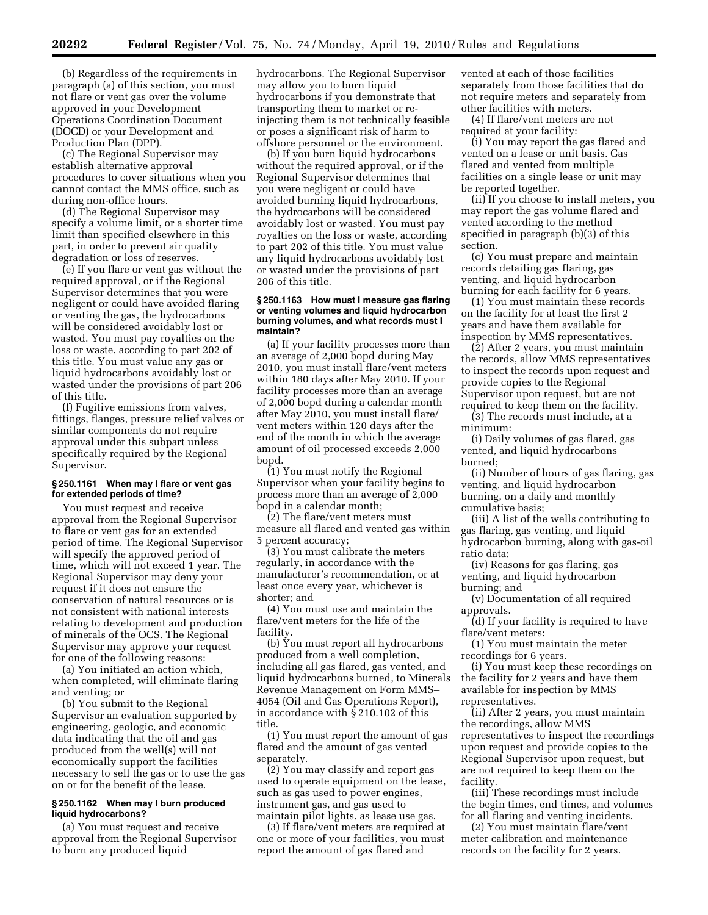(b) Regardless of the requirements in paragraph (a) of this section, you must not flare or vent gas over the volume approved in your Development Operations Coordination Document (DOCD) or your Development and Production Plan (DPP).

(c) The Regional Supervisor may establish alternative approval procedures to cover situations when you cannot contact the MMS office, such as during non-office hours.

(d) The Regional Supervisor may specify a volume limit, or a shorter time limit than specified elsewhere in this part, in order to prevent air quality degradation or loss of reserves.

(e) If you flare or vent gas without the required approval, or if the Regional Supervisor determines that you were negligent or could have avoided flaring or venting the gas, the hydrocarbons will be considered avoidably lost or wasted. You must pay royalties on the loss or waste, according to part 202 of this title. You must value any gas or liquid hydrocarbons avoidably lost or wasted under the provisions of part 206 of this title.

(f) Fugitive emissions from valves, fittings, flanges, pressure relief valves or similar components do not require approval under this subpart unless specifically required by the Regional Supervisor.

#### § 250.1161 When may I flare or vent gas for extended periods of time?

You must request and receive approval from the Regional Supervisor to flare or vent gas for an extended period of time. The Regional Supervisor will specify the approved period of time, which will not exceed 1 year. The Regional Supervisor may deny your request if it does not ensure the conservation of natural resources or is not consistent with national interests relating to development and production of minerals of the OCS. The Regional Supervisor may approve your request for one of the following reasons:

(a) You initiated an action which, when completed, will eliminate flaring and venting; or

(b) You submit to the Regional Supervisor an evaluation supported by engineering, geologic, and economic data indicating that the oil and gas produced from the well(s) will not economically support the facilities necessary to sell the gas or to use the gas on or for the benefit of the lease.

#### § 250.1162 When may I burn produced liquid hydrocarbons?

(a) You must request and receive approval from the Regional Supervisor to burn any produced liquid hydrocarbons. The Regional Supervisor may allow you to burn liquid hydrocarbons if you demonstrate that transporting them to market or re-injecting them is not technically feasible or poses a significant risk of harm to offshore personnel or the environment.

(b) If you burn liquid hydrocarbons without the required approval, or if the Regional Supervisor determines that you were negligent or could have avoided burning liquid hydrocarbons, the hydrocarbons will be considered avoidably lost or wasted. You must pay royalties on the loss or waste, according to part 202 of this title. You must value any liquid hydrocarbons avoidably lost or wasted under the provisions of part 206 of this title.

#### § 250.1163 How must I measure gas flaring or venting volumes and liquid hydrocarbon burning volumes, and what records must I maintain?

(a) If your facility processes more than an average of 2,000 bopd during May 2010, you must install flare/vent meters within 180 days after May 2010. If your facility processes more than an average of 2,000 bopd during a calendar month after May 2010, you must install flare/vent meters within 120 days after the end of the month in which the average amount of oil processed exceeds 2,000 bopd.

(1) You must notify the Regional Supervisor when your facility begins to process more than an average of 2,000 bopd in a calendar month;

(2) The flare/vent meters must measure all flared and vented gas within 5 percent accuracy;

(3) You must calibrate the meters regularly, in accordance with the manufacturer's recommendation, or at least once every year, whichever is shorter; and

(4) You must use and maintain the flare/vent meters for the life of the facility.

(b) You must report all hydrocarbons produced from a well completion, including all gas flared, gas vented, and liquid hydrocarbons burned, to Minerals Revenue Management on Form MMS–4054 (Oil and Gas Operations Report), in accordance with § 210.102 of this title.

(1) You must report the amount of gas flared and the amount of gas vented separately.

(2) You may classify and report gas used to operate equipment on the lease, such as gas used to power engines, instrument gas, and gas used to maintain pilot lights, as lease use gas.

(3) If flare/vent meters are required at one or more of your facilities, you must report the amount of gas flared and vented at each of those facilities separately from those facilities that do not require meters and separately from other facilities with meters.

(4) If flare/vent meters are not required at your facility:

(i) You may report the gas flared and vented on a lease or unit basis. Gas flared and vented from multiple facilities on a single lease or unit may be reported together.

(ii) If you choose to install meters, you may report the gas volume flared and vented according to the method specified in paragraph (b)(3) of this section.

(c) You must prepare and maintain records detailing gas flaring, gas venting, and liquid hydrocarbon burning for each facility for 6 years.

(1) You must maintain these records on the facility for at least the first 2 years and have them available for inspection by MMS representatives.

(2) After 2 years, you must maintain the records, allow MMS representatives to inspect the records upon request and provide copies to the Regional Supervisor upon request, but are not required to keep them on the facility.

(3) The records must include, at a minimum:

(i) Daily volumes of gas flared, gas vented, and liquid hydrocarbons burned;

(ii) Number of hours of gas flaring, gas venting, and liquid hydrocarbon burning, on a daily and monthly cumulative basis;

(iii) A list of the wells contributing to gas flaring, gas venting, and liquid hydrocarbon burning, along with gas-oil ratio data;

(iv) Reasons for gas flaring, gas venting, and liquid hydrocarbon burning; and

(v) Documentation of all required approvals.

(d) If your facility is required to have flare/vent meters:

(1) You must maintain the meter recordings for 6 years.

(i) You must keep these recordings on the facility for 2 years and have them available for inspection by MMS representatives.

(ii) After 2 years, you must maintain the recordings, allow MMS representatives to inspect the recordings upon request and provide copies to the Regional Supervisor upon request, but are not required to keep them on the facility.

(iii) These recordings must include the begin times, end times, and volumes for all flaring and venting incidents.

(2) You must maintain flare/vent meter calibration and maintenance records on the facility for 2 years.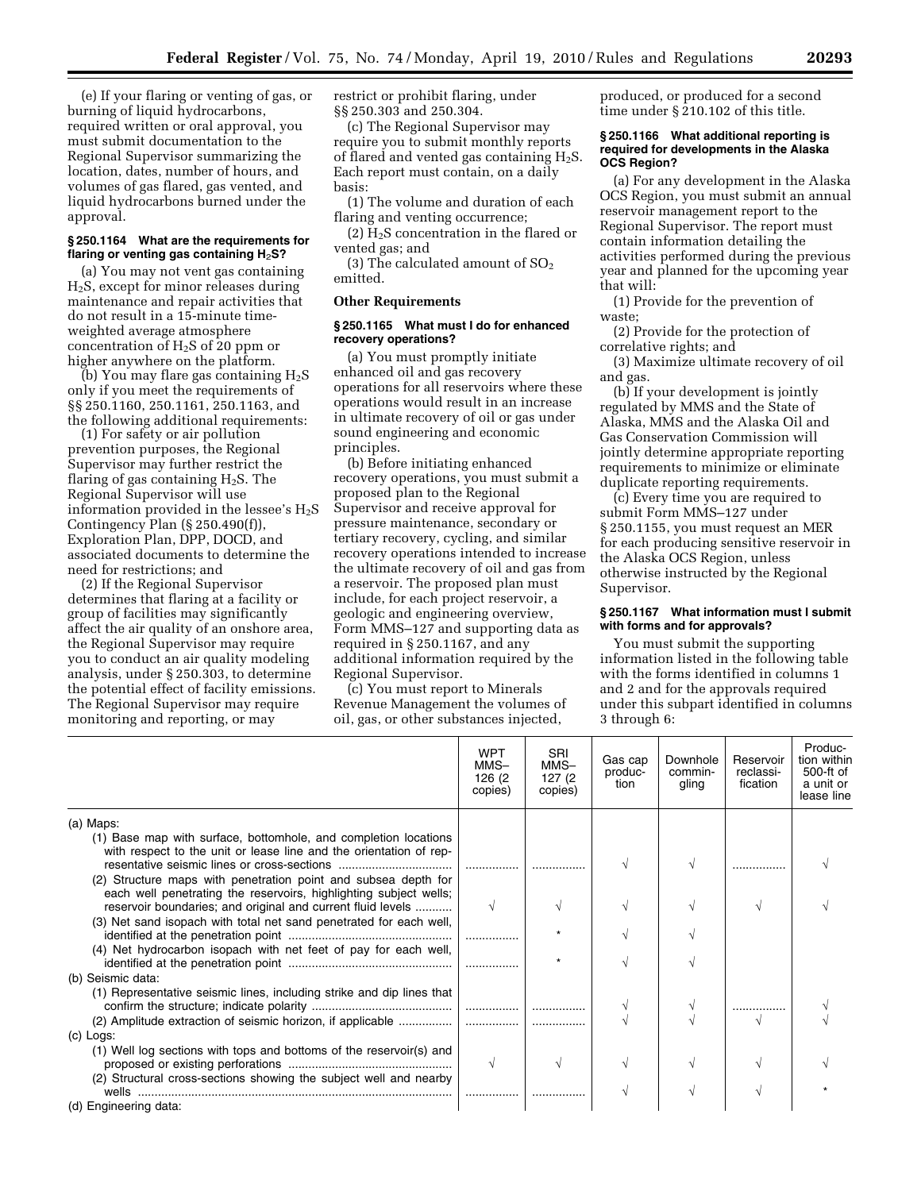(e) If your flaring or venting of gas, or burning of liquid hydrocarbons, required written or oral approval, you must submit documentation to the Regional Supervisor summarizing the location, dates, number of hours, and volumes of gas flared, gas vented, and liquid hydrocarbons burned under the approval.

#### § 250.1164 What are the requirements for flaring or venting gas containing $H_2S$?

(a) You may not vent gas containing $H_2S$, except for minor releases during maintenance and repair activities that do not result in a 15-minute time-weighted average atmosphere concentration of $H_2S$ of 20 ppm or higher anywhere on the platform.

(b) You may flare gas containing $H_2S$ only if you meet the requirements of §§ 250.1160, 250.1161, 250.1163, and the following additional requirements:

(1) For safety or air pollution prevention purposes, the Regional Supervisor may further restrict the flaring of gas containing $H_2S$. The Regional Supervisor will use information provided in the lessee's $H_2S$ Contingency Plan (§ 250.490(f)), Exploration Plan, DPP, DOCD, and associated documents to determine the need for restrictions; and

(2) If the Regional Supervisor determines that flaring at a facility or group of facilities may significantly affect the air quality of an onshore area, the Regional Supervisor may require you to conduct an air quality modeling analysis, under § 250.303, to determine the potential effect of facility emissions. The Regional Supervisor may require monitoring and reporting, or may restrict or prohibit flaring, under §§ 250.303 and 250.304.

(c) The Regional Supervisor may require you to submit monthly reports of flared and vented gas containing $H_2S$. Each report must contain, on a daily basis:

(1) The volume and duration of each flaring and venting occurrence;

(2) $H_2S$ concentration in the flared or vented gas; and

(3) The calculated amount of $SO_2$ emitted.

### Other Requirements

#### § 250.1165 What must I do for enhanced recovery operations?

(a) You must promptly initiate enhanced oil and gas recovery operations for all reservoirs where these operations would result in an increase in ultimate recovery of oil or gas under sound engineering and economic principles.

(b) Before initiating enhanced recovery operations, you must submit a proposed plan to the Regional Supervisor and receive approval for pressure maintenance, secondary or tertiary recovery, cycling, and similar recovery operations intended to increase the ultimate recovery of oil and gas from a reservoir. The proposed plan must include, for each project reservoir, a geologic and engineering overview, Form MMS–127 and supporting data as required in § 250.1167, and any additional information required by the Regional Supervisor.

(c) You must report to Minerals Revenue Management the volumes of oil, gas, or other substances injected, produced, or produced for a second time under § 210.102 of this title.

#### § 250.1166 What additional reporting is required for developments in the Alaska OCS Region?

(a) For any development in the Alaska OCS Region, you must submit an annual reservoir management report to the Regional Supervisor. The report must contain information detailing the activities performed during the previous year and planned for the upcoming year that will:

(1) Provide for the prevention of waste;

(2) Provide for the protection of correlative rights; and

(3) Maximize ultimate recovery of oil and gas.

(b) If your development is jointly regulated by MMS and the State of Alaska, MMS and the Alaska Oil and Gas Conservation Commission will jointly determine appropriate reporting requirements to minimize or eliminate duplicate reporting requirements.

(c) Every time you are required to submit Form MMS–127 under § 250.1155, you must request an MER for each producing sensitive reservoir in the Alaska OCS Region, unless otherwise instructed by the Regional Supervisor.

#### § 250.1167 What information must I submit with forms and for approvals?

You must submit the supporting information listed in the following table with the forms identified in columns 1 and 2 and for the approvals required under this subpart identified in columns 3 through 6:

| | WPT MMS–126 (2 copies) | SRI MMS–127 (2 copies) | Gas cap production | Downhole commingling | Reservoir reclassification | Production within 500-ft of a unit or lease line |
|---|---|---|---|---|---|---|
| (a) Maps: | | | | | | |
| (1) Base map with surface, bottomhole, and completion locations with respect to the unit or lease line and the orientation of representative seismic lines or cross-sections | ............... | ............... | √ | √ | ............... | √ |
| (2) Structure maps with penetration point and subsea depth for each well penetrating the reservoirs, highlighting subject wells; reservoir boundaries; and original and current fluid levels | √ | √ | √ | √ | √ | √ |
| (3) Net sand isopach with total net sand penetrated for each well, identified at the penetration point | ............... | * | √ | √ | | |
| (4) Net hydrocarbon isopach with net feet of pay for each well, identified at the penetration point | ............... | * | √ | √ | | |
| (b) Seismic data: | | | | | | |
| (1) Representative seismic lines, including strike and dip lines that confirm the structure; indicate polarity | ............... | ............... | √ | √ | ............... | √ |
| (2) Amplitude extraction of seismic horizon, if applicable | ............... | ............... | √ | √ | √ | √ |
| (c) Logs: | | | | | | |
| (1) Well log sections with tops and bottoms of the reservoir(s) and proposed or existing perforations | √ | √ | √ | √ | √ | √ |
| (2) Structural cross-sections showing the subject well and nearby wells | ............... | ............... | √ | √ | √ | * |
| (d) Engineering data: | | | | | | |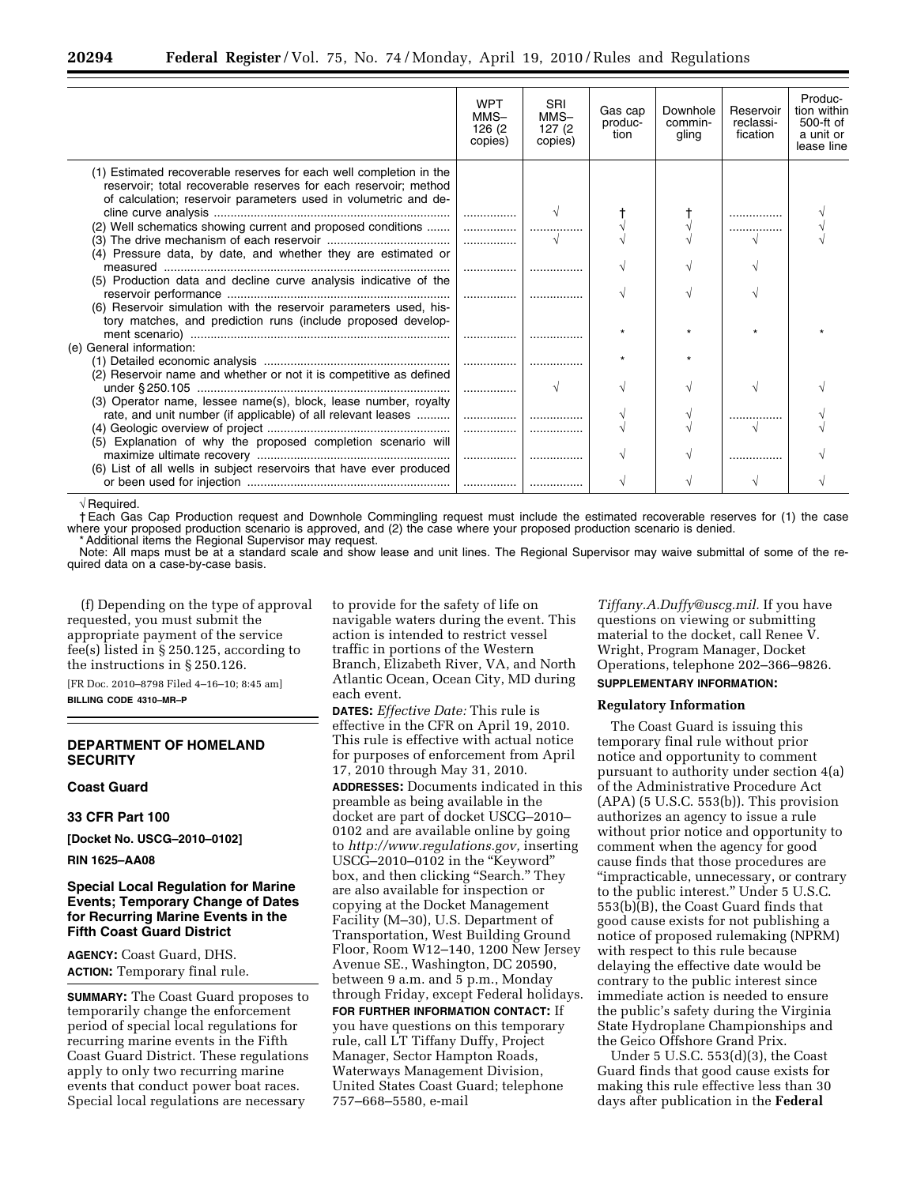| | WPT MMS–126 (2 copies) | SRI MMS–127 (2 copies) | Gas cap production | Downhole commingling | Reservoir reclassification | Production within 500-ft of a unit or lease line |
|---|---|---|---|---|---|---|
| (1) Estimated recoverable reserves for each well completion in the reservoir; total recoverable reserves for each reservoir; method of calculation; reservoir parameters used in volumetric and decline curve analysis | .............. | √ | † | † | .............. | √ |
| (2) Well schematics showing current and proposed conditions | .............. | .............. | √ | √ | .............. | √ |
| (3) The drive mechanism of each reservoir | .............. | √ | √ | √ | √ | √ |
| (4) Pressure data, by date, and whether they are estimated or measured | .............. | .............. | √ | √ | √ | |
| (5) Production data and decline curve analysis indicative of the reservoir performance | .............. | .............. | √ | √ | √ | |
| (6) Reservoir simulation with the reservoir parameters used, history matches, and prediction runs (include proposed development scenario) | .............. | .............. | * | * | * | * |
| (e) General information: | | | | | | |
| (1) Detailed economic analysis | .............. | .............. | * | * | | |
| (2) Reservoir name and whether or not it is competitive as defined under § 250.105 | .............. | √ | √ | √ | √ | √ |
| (3) Operator name, lessee name(s), block, lease number, royalty rate, and unit number (if applicable) of all relevant leases | .............. | .............. | √ | √ | .............. | √ |
| (4) Geologic overview of project | .............. | .............. | √ | √ | √ | √ |
| (5) Explanation of why the proposed completion scenario will maximize ultimate recovery | .............. | .............. | √ | √ | .............. | √ |
| (6) List of all wells in subject reservoirs that have ever produced or been used for injection | .............. | .............. | √ | √ | √ | √ |

√ Required.

† Each Gas Cap Production request and Downhole Commingling request must include the estimated recoverable reserves for (1) the case where your proposed production scenario is approved, and (2) the case where your proposed production scenario is denied.

* Additional items the Regional Supervisor may request.

Note: All maps must be at a standard scale and show lease and unit lines. The Regional Supervisor may waive submittal of some of the required data on a case-by-case basis.

(f) Depending on the type of approval requested, you must submit the appropriate payment of the service fee(s) listed in § 250.125, according to the instructions in § 250.126.

[FR Doc. 2010–8798 Filed 4–16–10; 8:45 am]

**BILLING CODE 4310–MR–P**

---

## DEPARTMENT OF HOMELAND SECURITY

### Coast Guard

### 33 CFR Part 100

**[Docket No. USCG–2010–0102]**

**RIN 1625–AA08**

### Special Local Regulation for Marine Events; Temporary Change of Dates for Recurring Marine Events in the Fifth Coast Guard District

**AGENCY:** Coast Guard, DHS.

**ACTION:** Temporary final rule.

**SUMMARY:** The Coast Guard proposes to temporarily change the enforcement period of special local regulations for recurring marine events in the Fifth Coast Guard District. These regulations apply to only two recurring marine events that conduct power boat races. Special local regulations are necessary to provide for the safety of life on navigable waters during the event. This action is intended to restrict vessel traffic in portions of the Western Branch, Elizabeth River, VA, and North Atlantic Ocean, Ocean City, MD during each event.

**DATES:** *Effective Date:* This rule is effective in the CFR on April 19, 2010. This rule is effective with actual notice for purposes of enforcement from April 17, 2010 through May 31, 2010.

**ADDRESSES:** Documents indicated in this preamble as being available in the docket are part of docket USCG–2010–0102 and are available online by going to *http://www.regulations.gov,* inserting USCG–2010–0102 in the "Keyword" box, and then clicking "Search." They are also available for inspection or copying at the Docket Management Facility (M–30), U.S. Department of Transportation, West Building Ground Floor, Room W12–140, 1200 New Jersey Avenue SE., Washington, DC 20590, between 9 a.m. and 5 p.m., Monday through Friday, except Federal holidays.

**FOR FURTHER INFORMATION CONTACT:** If you have questions on this temporary rule, call LT Tiffany Duffy, Project Manager, Sector Hampton Roads, Waterways Management Division, United States Coast Guard; telephone 757–668–5580, e-mail *Tiffany.A.Duffy@uscg.mil.* If you have questions on viewing or submitting material to the docket, call Renee V. Wright, Program Manager, Docket Operations, telephone 202–366–9826.

**SUPPLEMENTARY INFORMATION:**

#### Regulatory Information

The Coast Guard is issuing this temporary final rule without prior notice and opportunity to comment pursuant to authority under section 4(a) of the Administrative Procedure Act (APA) (5 U.S.C. 553(b)). This provision authorizes an agency to issue a rule without prior notice and opportunity to comment when the agency for good cause finds that those procedures are "impracticable, unnecessary, or contrary to the public interest." Under 5 U.S.C. 553(b)(B), the Coast Guard finds that good cause exists for not publishing a notice of proposed rulemaking (NPRM) with respect to this rule because delaying the effective date would be contrary to the public interest since immediate action is needed to ensure the public's safety during the Virginia State Hydroplane Championships and the Geico Offshore Grand Prix.

Under 5 U.S.C. 553(d)(3), the Coast Guard finds that good cause exists for making this rule effective less than 30 days after publication in the **Federal**